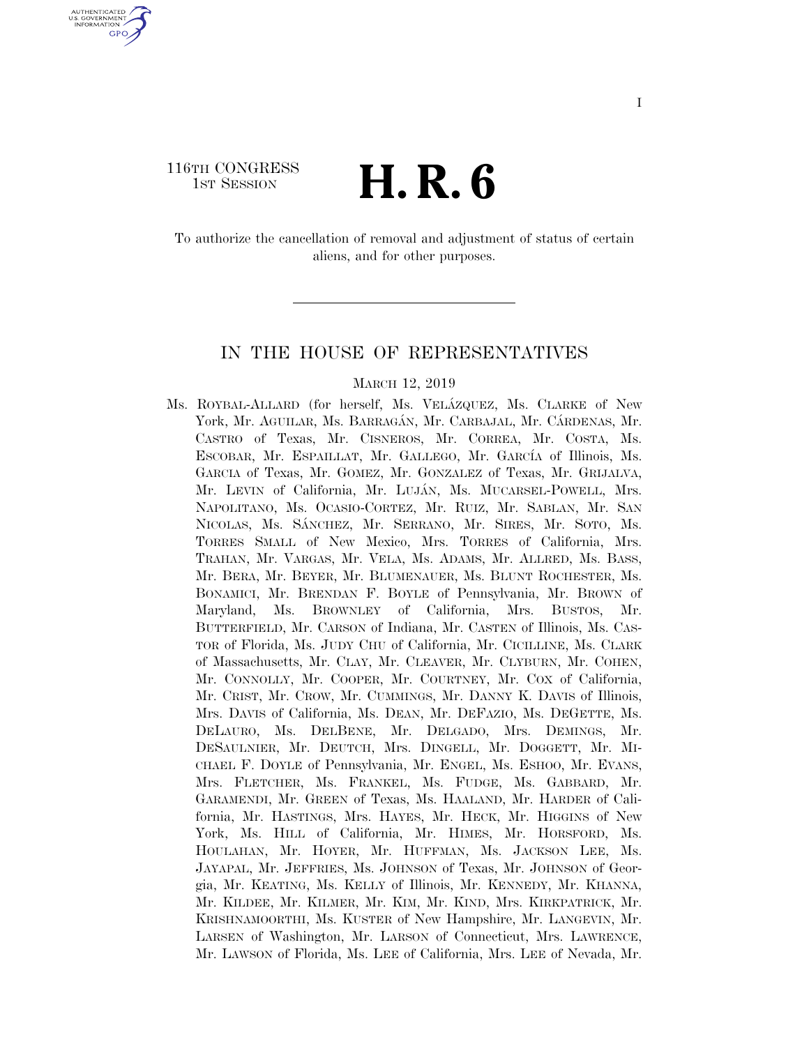116TH CONGRESS
1ST SESSION

# H. R. 6

To authorize the cancellation of removal and adjustment of status of certain aliens, and for other purposes.

---

## IN THE HOUSE OF REPRESENTATIVES

MARCH 12, 2019

Ms. ROYBAL-ALLARD (for herself, Ms. VELÁZQUEZ, Ms. CLARKE of New York, Mr. AGUILAR, Ms. BARRAGÁN, Mr. CARBAJAL, Mr. CÁRDENAS, Mr. CASTRO of Texas, Mr. CISNEROS, Mr. CORREA, Mr. COSTA, Ms. ESCOBAR, Mr. ESPAILLAT, Mr. GALLEGO, Mr. GARCÍA of Illinois, Ms. GARCIA of Texas, Mr. GOMEZ, Mr. GONZALEZ of Texas, Mr. GRIJALVA, Mr. LEVIN of California, Mr. LUJÁN, Ms. MUCARSEL-POWELL, Mrs. NAPOLITANO, Ms. OCASIO-CORTEZ, Mr. RUIZ, Mr. SABLAN, Mr. SAN NICOLAS, Ms. SÁNCHEZ, Mr. SERRANO, Mr. SIRES, Mr. SOTO, Ms. TORRES SMALL of New Mexico, Mrs. TORRES of California, Mrs. TRAHAN, Mr. VARGAS, Mr. VELA, Ms. ADAMS, Mr. ALLRED, Ms. BASS, Mr. BERA, Mr. BEYER, Mr. BLUMENAUER, Ms. BLUNT ROCHESTER, Ms. BONAMICI, Mr. BRENDAN F. BOYLE of Pennsylvania, Mr. BROWN of Maryland, Ms. BROWNLEY of California, Mrs. BUSTOS, Mr. BUTTERFIELD, Mr. CARSON of Indiana, Mr. CASTEN of Illinois, Ms. CASTOR of Florida, Ms. JUDY CHU of California, Mr. CICILLINE, Ms. CLARK of Massachusetts, Mr. CLAY, Mr. CLEAVER, Mr. CLYBURN, Mr. COHEN, Mr. CONNOLLY, Mr. COOPER, Mr. COURTNEY, Mr. COX of California, Mr. CRIST, Mr. CROW, Mr. CUMMINGS, Mr. DANNY K. DAVIS of Illinois, Mrs. DAVIS of California, Ms. DEAN, Mr. DEFAZIO, Ms. DEGETTE, Ms. DELAURO, Ms. DELBENE, Mr. DELGADO, Mrs. DEMINGS, Mr. DESAULNIER, Mr. DEUTCH, Mrs. DINGELL, Mr. DOGGETT, Mr. MICHAEL F. DOYLE of Pennsylvania, Mr. ENGEL, Ms. ESHOO, Mr. EVANS, Mrs. FLETCHER, Ms. FRANKEL, Ms. FUDGE, Ms. GABBARD, Mr. GARAMENDI, Mr. GREEN of Texas, Ms. HAALAND, Mr. HARDER of California, Mr. HASTINGS, Mrs. HAYES, Mr. HECK, Mr. HIGGINS of New York, Ms. HILL of California, Mr. HIMES, Mr. HORSFORD, Ms. HOULAHAN, Mr. HOYER, Mr. HUFFMAN, Ms. JACKSON LEE, Ms. JAYAPAL, Mr. JEFFRIES, Ms. JOHNSON of Texas, Mr. JOHNSON of Georgia, Mr. KEATING, Ms. KELLY of Illinois, Mr. KENNEDY, Mr. KHANNA, Mr. KILDEE, Mr. KILMER, Mr. KIM, Mr. KIND, Mrs. KIRKPATRICK, Mr. KRISHNAMOORTHI, Ms. KUSTER of New Hampshire, Mr. LANGEVIN, Mr. LARSEN of Washington, Mr. LARSON of Connecticut, Mrs. LAWRENCE, Mr. LAWSON of Florida, Ms. LEE of California, Mrs. LEE of Nevada, Mr.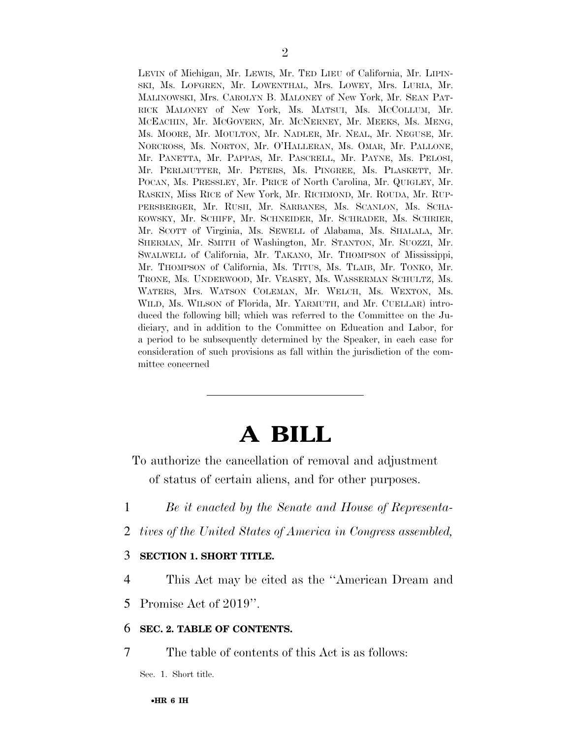LEVIN of Michigan, Mr. LEWIS, Mr. TED LIEU of California, Mr. LIPINSKI, Ms. LOFGREN, Mr. LOWENTHAL, Mrs. LOWEY, Mrs. LURIA, Mr. MALINOWSKI, Mrs. CAROLYN B. MALONEY of New York, Mr. SEAN PATRICK MALONEY of New York, Ms. MATSUI, Ms. MCCOLLUM, Mr. MCEACHIN, Mr. MCGOVERN, Mr. MCNERNEY, Mr. MEEKS, Ms. MENG, Ms. MOORE, Mr. MOULTON, Mr. NADLER, Mr. NEAL, Mr. NEGUSE, Mr. NORCROSS, Ms. NORTON, Mr. O'HALLERAN, Ms. OMAR, Mr. PALLONE, Mr. PANETTA, Mr. PAPPAS, Mr. PASCRELL, Mr. PAYNE, Ms. PELOSI, Mr. PERLMUTTER, Mr. PETERS, Ms. PINGREE, Ms. PLASKETT, Mr. POCAN, Ms. PRESSLEY, Mr. PRICE of North Carolina, Mr. QUIGLEY, Mr. RASKIN, Miss RICE of New York, Mr. RICHMOND, Mr. ROUDA, Mr. RUPPERSBERGER, Mr. RUSH, Mr. SARBANES, Ms. SCANLON, Ms. SCHAKOWSKY, Mr. SCHIFF, Mr. SCHNEIDER, Mr. SCHRADER, Ms. SCHRIER, Mr. SCOTT of Virginia, Ms. SEWELL of Alabama, Ms. SHALALA, Mr. SHERMAN, Mr. SMITH of Washington, Mr. STANTON, Mr. SUOZZI, Mr. SWALWELL of California, Mr. TAKANO, Mr. THOMPSON of Mississippi, Mr. THOMPSON of California, Ms. TITUS, Ms. TLAIB, Mr. TONKO, Mr. TRONE, Ms. UNDERWOOD, Mr. VEASEY, Ms. WASSERMAN SCHULTZ, Ms. WATERS, Mrs. WATSON COLEMAN, Mr. WELCH, Ms. WEXTON, Ms. WILD, Ms. WILSON of Florida, Mr. YARMUTH, and Mr. CUELLAR) introduced the following bill; which was referred to the Committee on the Judiciary, and in addition to the Committee on Education and Labor, for a period to be subsequently determined by the Speaker, in each case for consideration of such provisions as fall within the jurisdiction of the committee concerned

---

# A BILL

To authorize the cancellation of removal and adjustment of status of certain aliens, and for other purposes.

1 *Be it enacted by the Senate and House of Representa-*
2 *tives of the United States of America in Congress assembled,*

3 **SECTION 1. SHORT TITLE.**

4 This Act may be cited as the ''American Dream and
5 Promise Act of 2019''.

6 **SEC. 2. TABLE OF CONTENTS.**

7 The table of contents of this Act is as follows:

Sec. 1. Short title.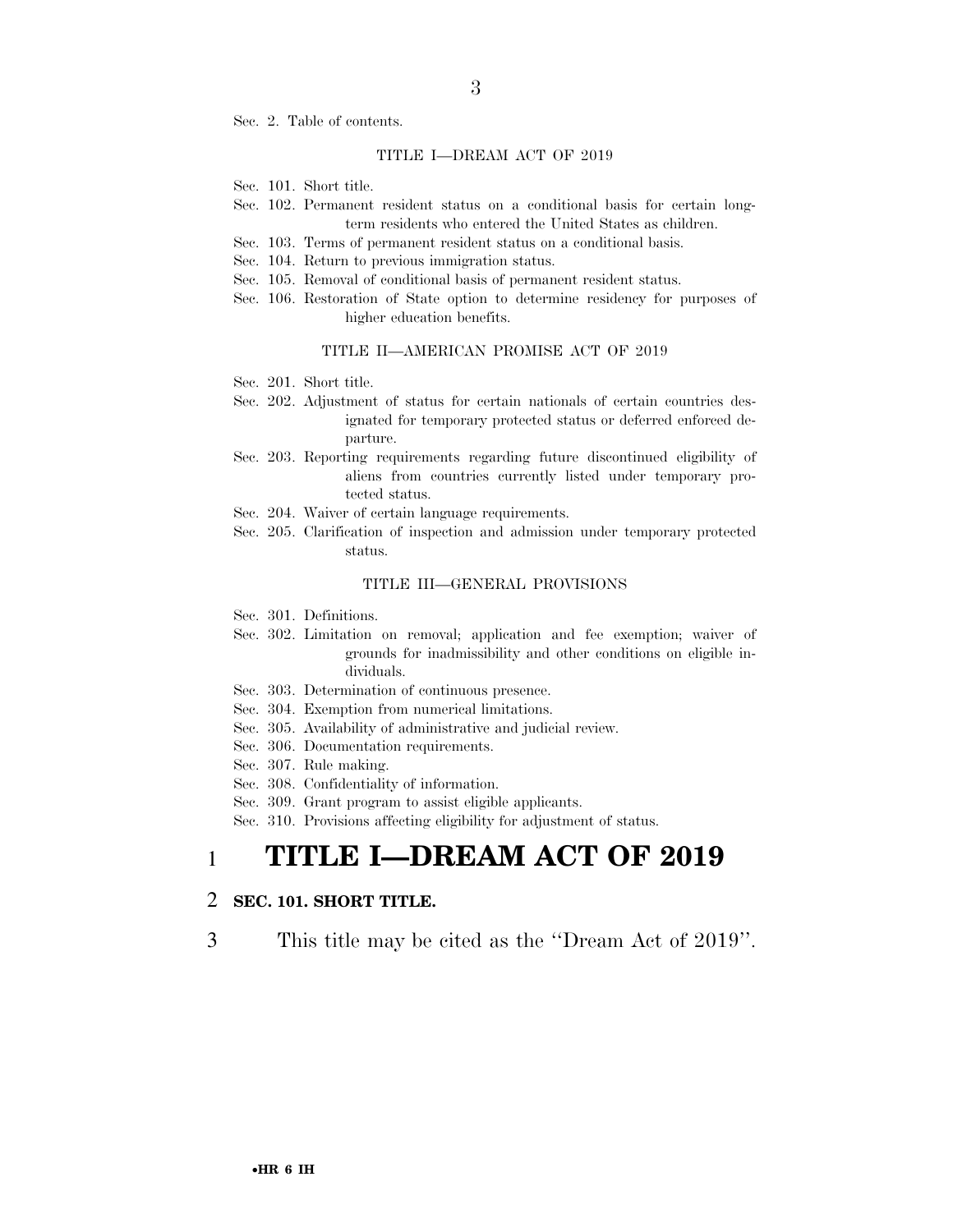Sec. 2. Table of contents.

TITLE I—DREAM ACT OF 2019

Sec. 101. Short title.
Sec. 102. Permanent resident status on a conditional basis for certain long-term residents who entered the United States as children.
Sec. 103. Terms of permanent resident status on a conditional basis.
Sec. 104. Return to previous immigration status.
Sec. 105. Removal of conditional basis of permanent resident status.
Sec. 106. Restoration of State option to determine residency for purposes of higher education benefits.

TITLE II—AMERICAN PROMISE ACT OF 2019

Sec. 201. Short title.
Sec. 202. Adjustment of status for certain nationals of certain countries designated for temporary protected status or deferred enforced departure.
Sec. 203. Reporting requirements regarding future discontinued eligibility of aliens from countries currently listed under temporary protected status.
Sec. 204. Waiver of certain language requirements.
Sec. 205. Clarification of inspection and admission under temporary protected status.

TITLE III—GENERAL PROVISIONS

Sec. 301. Definitions.
Sec. 302. Limitation on removal; application and fee exemption; waiver of grounds for inadmissibility and other conditions on eligible individuals.
Sec. 303. Determination of continuous presence.
Sec. 304. Exemption from numerical limitations.
Sec. 305. Availability of administrative and judicial review.
Sec. 306. Documentation requirements.
Sec. 307. Rule making.
Sec. 308. Confidentiality of information.
Sec. 309. Grant program to assist eligible applicants.
Sec. 310. Provisions affecting eligibility for adjustment of status.

# TITLE I—DREAM ACT OF 2019

## SEC. 101. SHORT TITLE.

This title may be cited as the ''Dream Act of 2019''.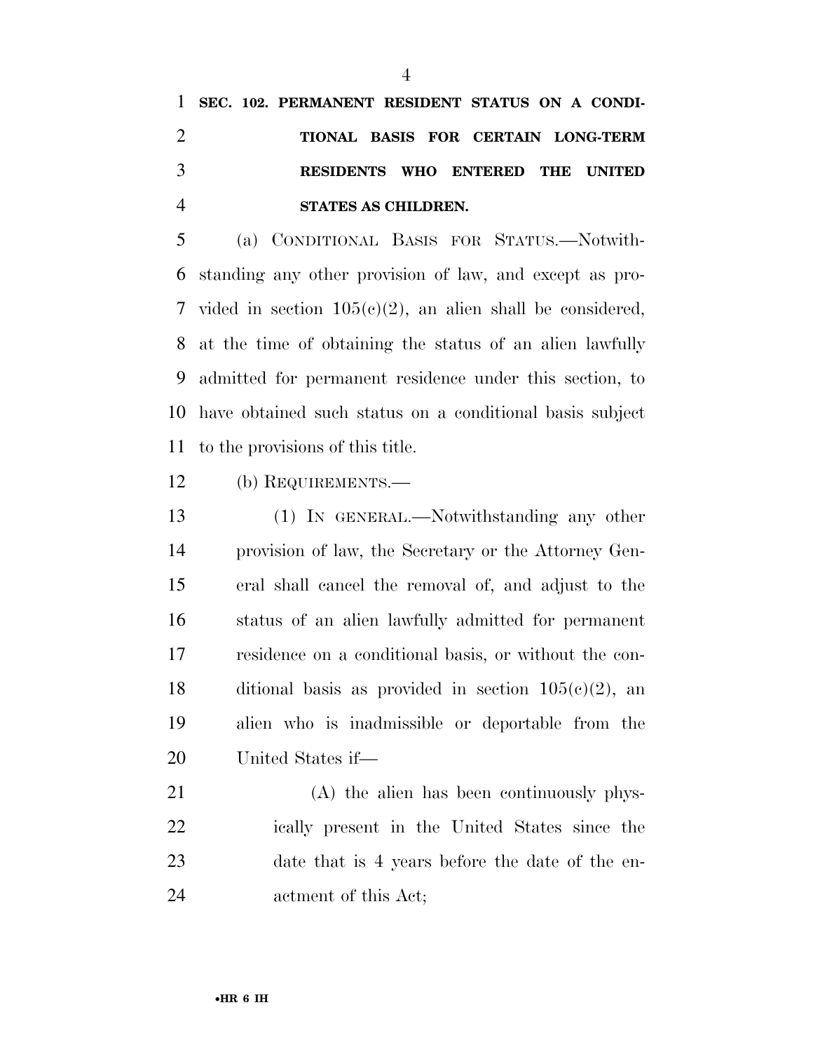**SEC. 102. PERMANENT RESIDENT STATUS ON A CONDITIONAL BASIS FOR CERTAIN LONG-TERM RESIDENTS WHO ENTERED THE UNITED STATES AS CHILDREN.**

(a) CONDITIONAL BASIS FOR STATUS.—Notwithstanding any other provision of law, and except as provided in section 105(c)(2), an alien shall be considered, at the time of obtaining the status of an alien lawfully admitted for permanent residence under this section, to have obtained such status on a conditional basis subject to the provisions of this title.

(b) REQUIREMENTS.—

(1) IN GENERAL.—Notwithstanding any other provision of law, the Secretary or the Attorney General shall cancel the removal of, and adjust to the status of an alien lawfully admitted for permanent residence on a conditional basis, or without the conditional basis as provided in section 105(c)(2), an alien who is inadmissible or deportable from the United States if—

(A) the alien has been continuously physically present in the United States since the date that is 4 years before the date of the enactment of this Act;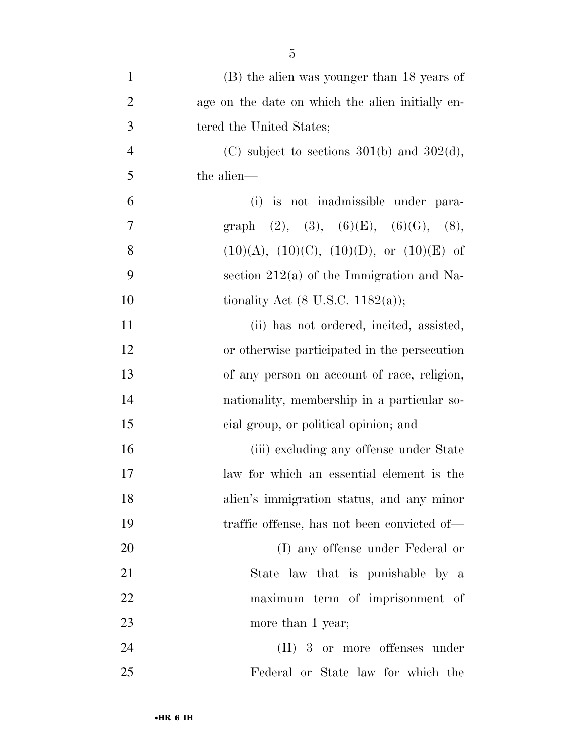(B) the alien was younger than 18 years of age on the date on which the alien initially entered the United States;

(C) subject to sections 301(b) and 302(d), the alien—

(i) is not inadmissible under paragraph (2), (3), (6)(E), (6)(G), (8), (10)(A), (10)(C), (10)(D), or (10)(E) of section 212(a) of the Immigration and Nationality Act (8 U.S.C. 1182(a));

(ii) has not ordered, incited, assisted, or otherwise participated in the persecution of any person on account of race, religion, nationality, membership in a particular social group, or political opinion; and

(iii) excluding any offense under State law for which an essential element is the alien's immigration status, and any minor traffic offense, has not been convicted of—

(I) any offense under Federal or State law that is punishable by a maximum term of imprisonment of more than 1 year;

(II) 3 or more offenses under Federal or State law for which the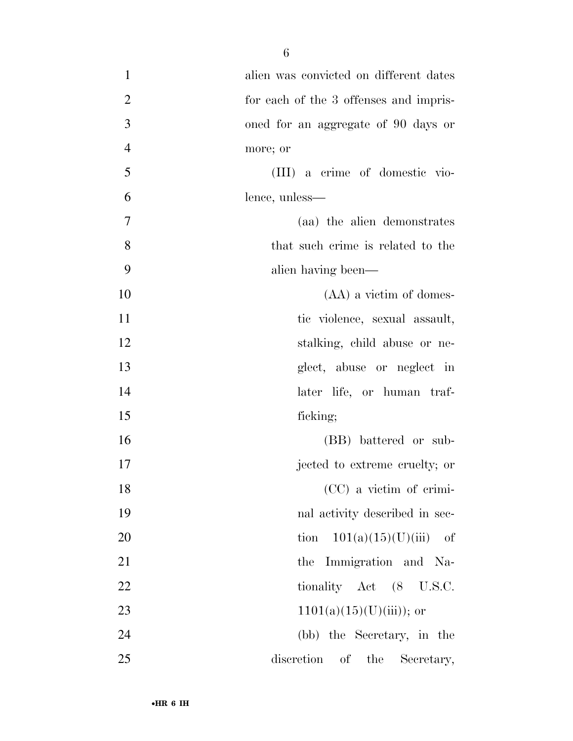alien was convicted on different dates for each of the 3 offenses and imprisoned for an aggregate of 90 days or more; or

(III) a crime of domestic violence, unless—

(aa) the alien demonstrates that such crime is related to the alien having been—

(AA) a victim of domestic violence, sexual assault, stalking, child abuse or neglect, abuse or neglect in later life, or human trafficking;

(BB) battered or subjected to extreme cruelty; or

(CC) a victim of criminal activity described in section 101(a)(15)(U)(iii) of the Immigration and Nationality Act (8 U.S.C. 1101(a)(15)(U)(iii)); or

(bb) the Secretary, in the discretion of the Secretary,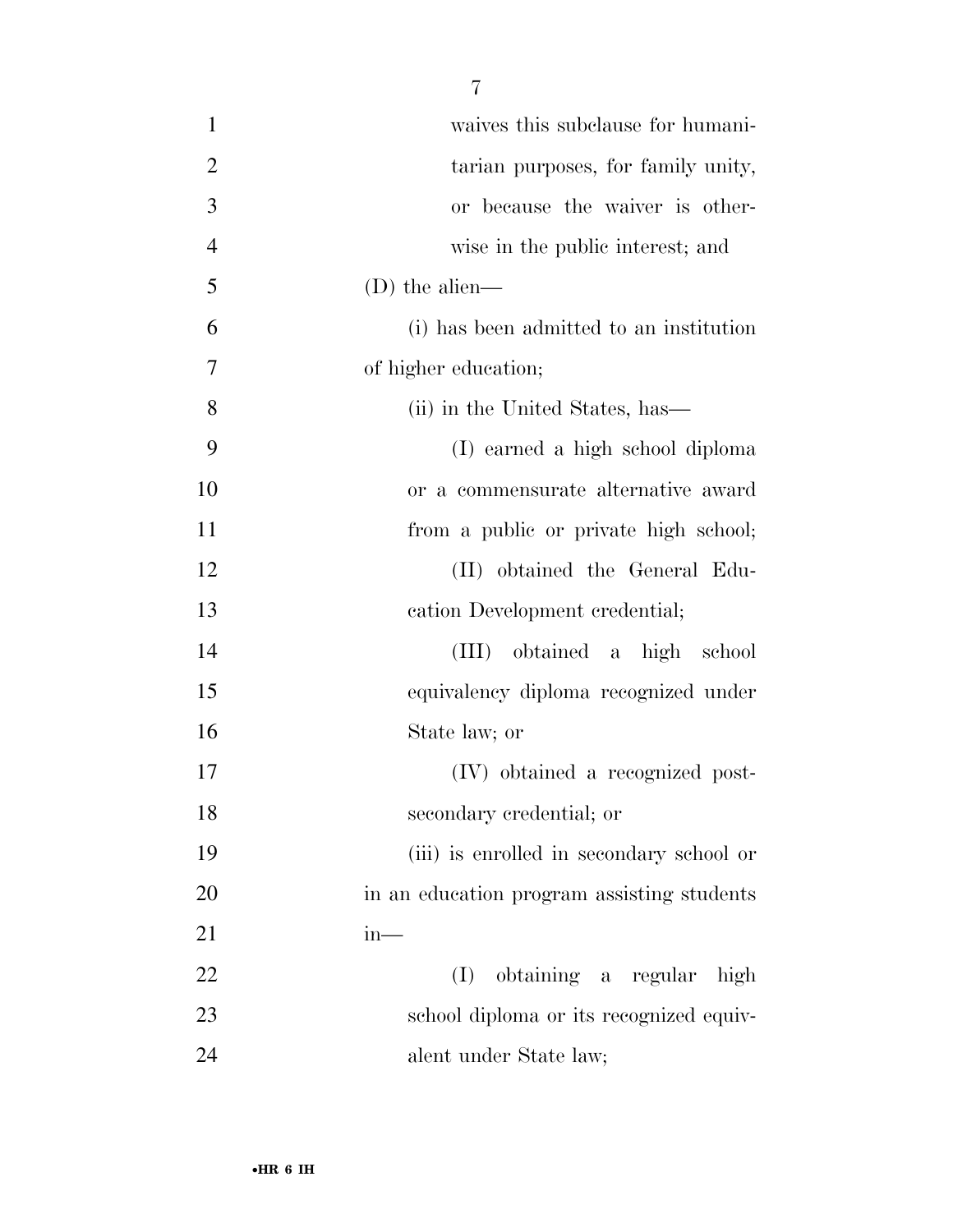waives this subclause for humanitarian purposes, for family unity, or because the waiver is otherwise in the public interest; and

(D) the alien—

(i) has been admitted to an institution of higher education;

(ii) in the United States, has—

(I) earned a high school diploma or a commensurate alternative award from a public or private high school;

(II) obtained the General Education Development credential;

(III) obtained a high school equivalency diploma recognized under State law; or

(IV) obtained a recognized postsecondary credential; or

(iii) is enrolled in secondary school or in an education program assisting students in—

(I) obtaining a regular high school diploma or its recognized equivalent under State law;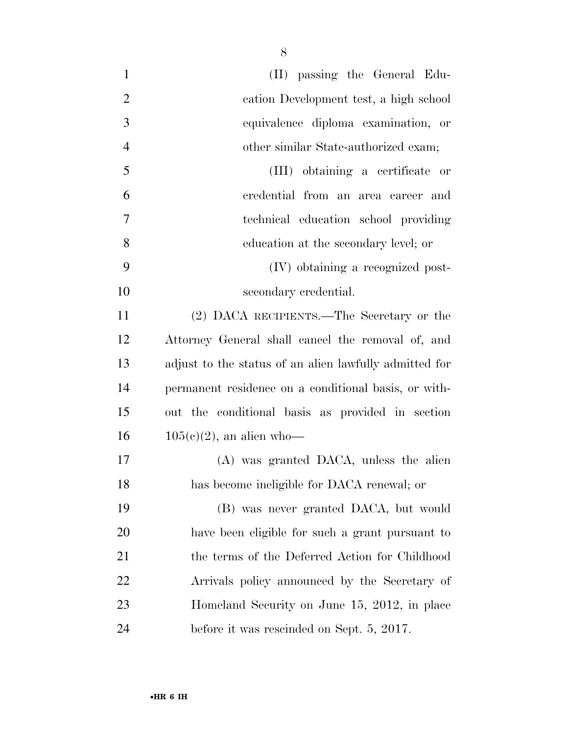(II) passing the General Education Development test, a high school equivalence diploma examination, or other similar State-authorized exam;

(III) obtaining a certificate or credential from an area career and technical education school providing education at the secondary level; or

(IV) obtaining a recognized postsecondary credential.

(2) DACA RECIPIENTS.—The Secretary or the Attorney General shall cancel the removal of, and adjust to the status of an alien lawfully admitted for permanent residence on a conditional basis, or without the conditional basis as provided in section 105(c)(2), an alien who—

(A) was granted DACA, unless the alien has become ineligible for DACA renewal; or

(B) was never granted DACA, but would have been eligible for such a grant pursuant to the terms of the Deferred Action for Childhood Arrivals policy announced by the Secretary of Homeland Security on June 15, 2012, in place before it was rescinded on Sept. 5, 2017.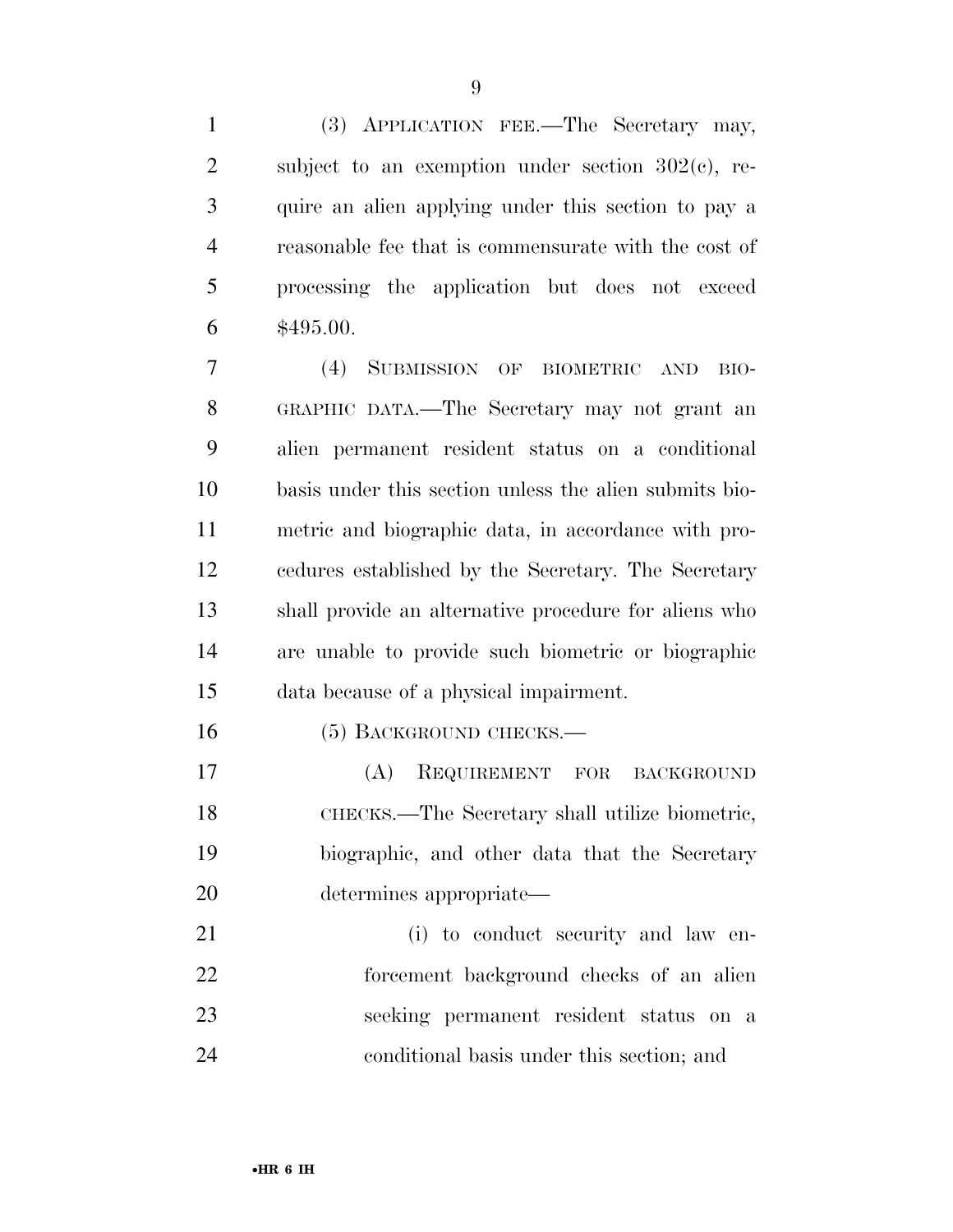(3) APPLICATION FEE.—The Secretary may, subject to an exemption under section 302(c), require an alien applying under this section to pay a reasonable fee that is commensurate with the cost of processing the application but does not exceed $495.00.

(4) SUBMISSION OF BIOMETRIC AND BIOGRAPHIC DATA.—The Secretary may not grant an alien permanent resident status on a conditional basis under this section unless the alien submits biometric and biographic data, in accordance with procedures established by the Secretary. The Secretary shall provide an alternative procedure for aliens who are unable to provide such biometric or biographic data because of a physical impairment.

(5) BACKGROUND CHECKS.—

(A) REQUIREMENT FOR BACKGROUND CHECKS.—The Secretary shall utilize biometric, biographic, and other data that the Secretary determines appropriate—

(i) to conduct security and law enforcement background checks of an alien seeking permanent resident status on a conditional basis under this section; and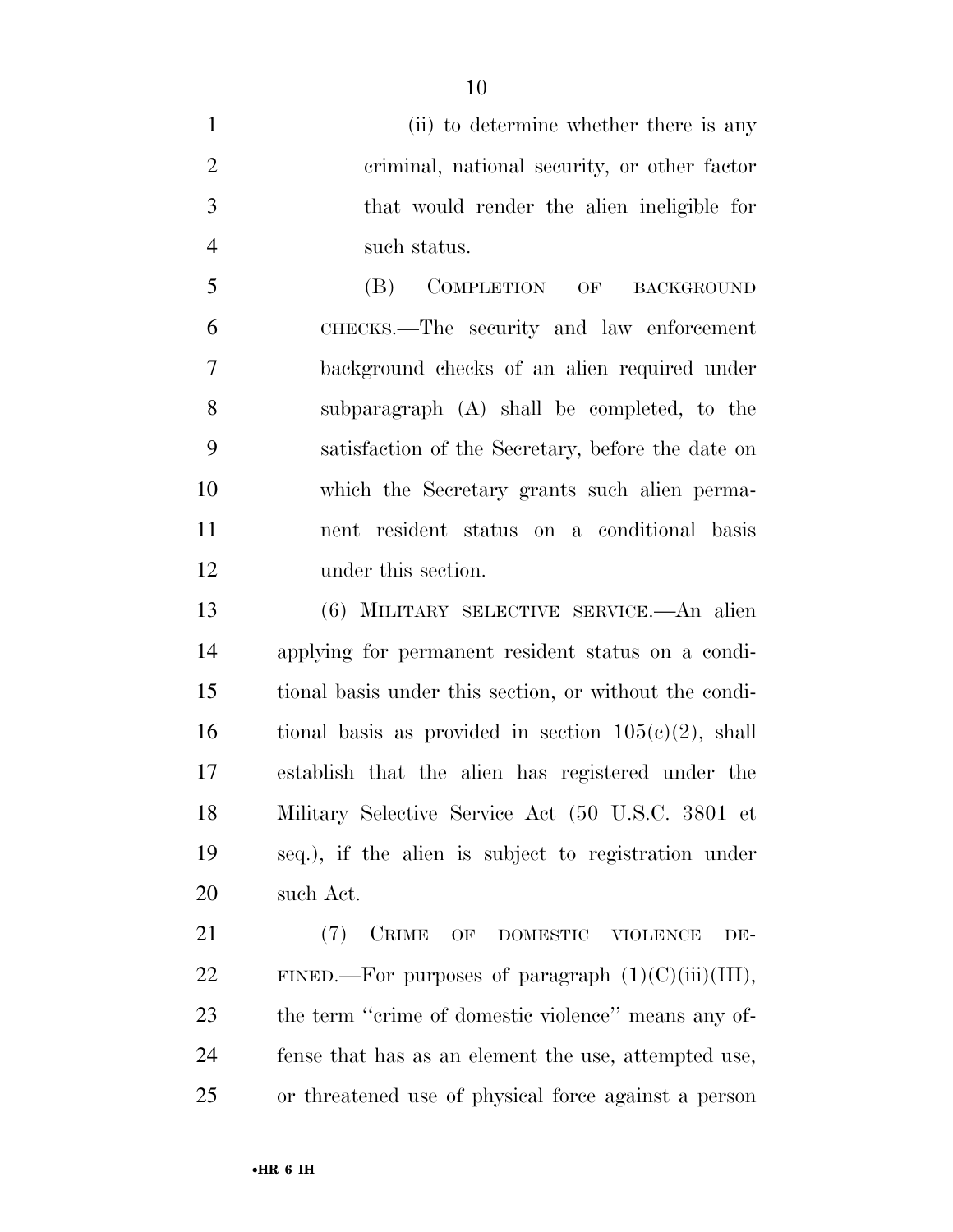(ii) to determine whether there is any criminal, national security, or other factor that would render the alien ineligible for such status.

(B) COMPLETION OF BACKGROUND CHECKS.—The security and law enforcement background checks of an alien required under subparagraph (A) shall be completed, to the satisfaction of the Secretary, before the date on which the Secretary grants such alien permanent resident status on a conditional basis under this section.

(6) MILITARY SELECTIVE SERVICE.—An alien applying for permanent resident status on a conditional basis under this section, or without the conditional basis as provided in section 105(c)(2), shall establish that the alien has registered under the Military Selective Service Act (50 U.S.C. 3801 et seq.), if the alien is subject to registration under such Act.

(7) CRIME OF DOMESTIC VIOLENCE DEFINED.—For purposes of paragraph (1)(C)(iii)(III), the term ''crime of domestic violence'' means any offense that has as an element the use, attempted use, or threatened use of physical force against a person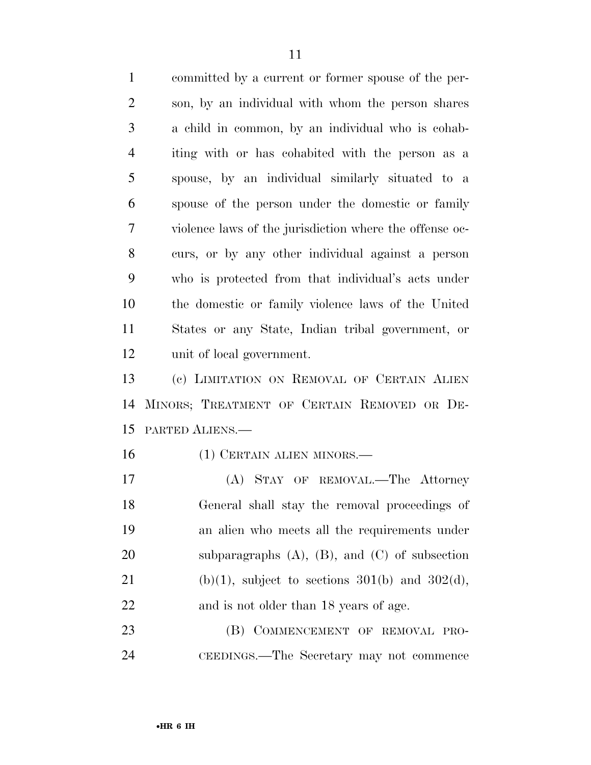committed by a current or former spouse of the person, by an individual with whom the person shares a child in common, by an individual who is cohabiting with or has cohabited with the person as a spouse, by an individual similarly situated to a spouse of the person under the domestic or family violence laws of the jurisdiction where the offense occurs, or by any other individual against a person who is protected from that individual's acts under the domestic or family violence laws of the United States or any State, Indian tribal government, or unit of local government.

(c) LIMITATION ON REMOVAL OF CERTAIN ALIEN MINORS; TREATMENT OF CERTAIN REMOVED OR DEPARTED ALIENS.—

(1) CERTAIN ALIEN MINORS.—

(A) STAY OF REMOVAL.—The Attorney General shall stay the removal proceedings of an alien who meets all the requirements under subparagraphs (A), (B), and (C) of subsection (b)(1), subject to sections 301(b) and 302(d), and is not older than 18 years of age.

(B) COMMENCEMENT OF REMOVAL PROCEEDINGS.—The Secretary may not commence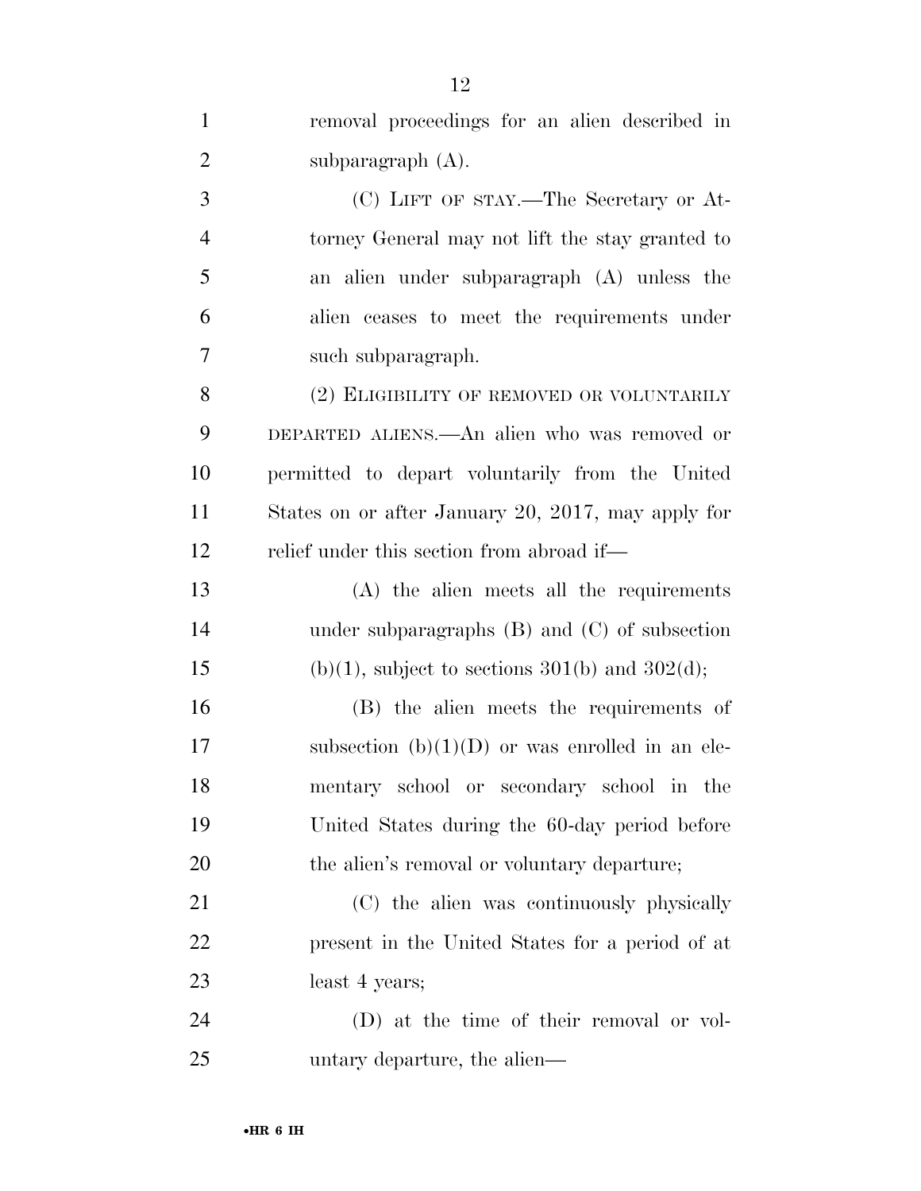removal proceedings for an alien described in subparagraph (A).

(C) LIFT OF STAY.—The Secretary or Attorney General may not lift the stay granted to an alien under subparagraph (A) unless the alien ceases to meet the requirements under such subparagraph.

(2) ELIGIBILITY OF REMOVED OR VOLUNTARILY DEPARTED ALIENS.—An alien who was removed or permitted to depart voluntarily from the United States on or after January 20, 2017, may apply for relief under this section from abroad if—

(A) the alien meets all the requirements under subparagraphs (B) and (C) of subsection (b)(1), subject to sections 301(b) and 302(d);

(B) the alien meets the requirements of subsection (b)(1)(D) or was enrolled in an elementary school or secondary school in the United States during the 60-day period before the alien's removal or voluntary departure;

(C) the alien was continuously physically present in the United States for a period of at least 4 years;

(D) at the time of their removal or voluntary departure, the alien—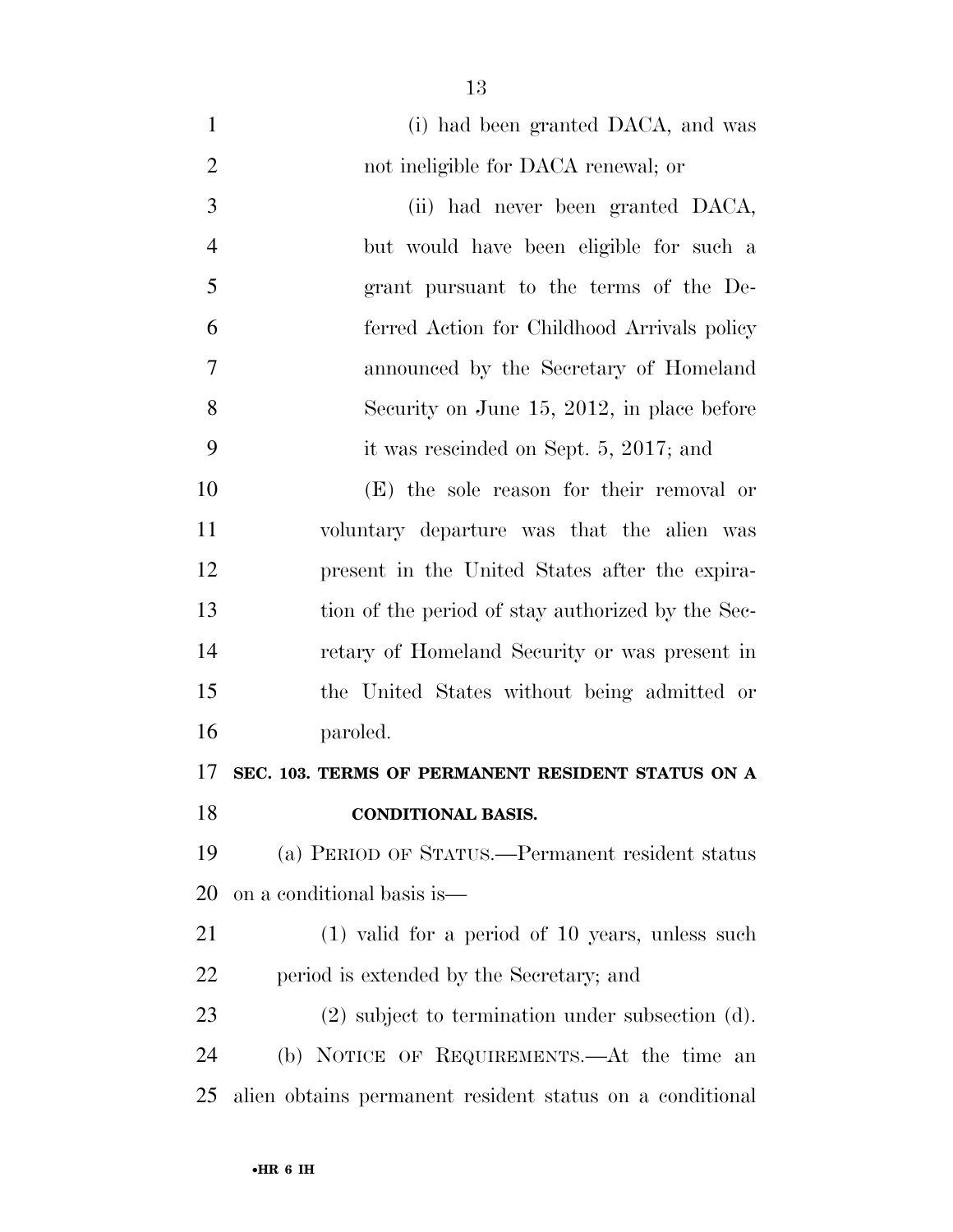(i) had been granted DACA, and was not ineligible for DACA renewal; or

(ii) had never been granted DACA, but would have been eligible for such a grant pursuant to the terms of the Deferred Action for Childhood Arrivals policy announced by the Secretary of Homeland Security on June 15, 2012, in place before it was rescinded on Sept. 5, 2017; and

(E) the sole reason for their removal or voluntary departure was that the alien was present in the United States after the expiration of the period of stay authorized by the Secretary of Homeland Security or was present in the United States without being admitted or paroled.

**SEC. 103. TERMS OF PERMANENT RESIDENT STATUS ON A CONDITIONAL BASIS.**

(a) PERIOD OF STATUS.—Permanent resident status on a conditional basis is—

(1) valid for a period of 10 years, unless such period is extended by the Secretary; and

(2) subject to termination under subsection (d).

(b) NOTICE OF REQUIREMENTS.—At the time an alien obtains permanent resident status on a conditional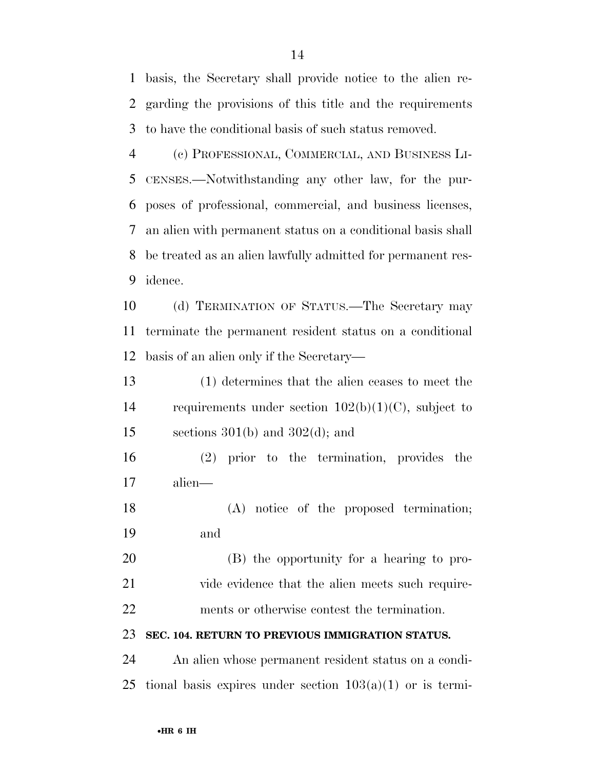basis, the Secretary shall provide notice to the alien regarding the provisions of this title and the requirements to have the conditional basis of such status removed.

(c) PROFESSIONAL, COMMERCIAL, AND BUSINESS LICENSES.—Notwithstanding any other law, for the purposes of professional, commercial, and business licenses, an alien with permanent status on a conditional basis shall be treated as an alien lawfully admitted for permanent residence.

(d) TERMINATION OF STATUS.—The Secretary may terminate the permanent resident status on a conditional basis of an alien only if the Secretary—

(1) determines that the alien ceases to meet the requirements under section 102(b)(1)(C), subject to sections 301(b) and 302(d); and

(2) prior to the termination, provides the alien—

(A) notice of the proposed termination; and

(B) the opportunity for a hearing to provide evidence that the alien meets such requirements or otherwise contest the termination.

**SEC. 104. RETURN TO PREVIOUS IMMIGRATION STATUS.**

An alien whose permanent resident status on a conditional basis expires under section 103(a)(1) or is termi-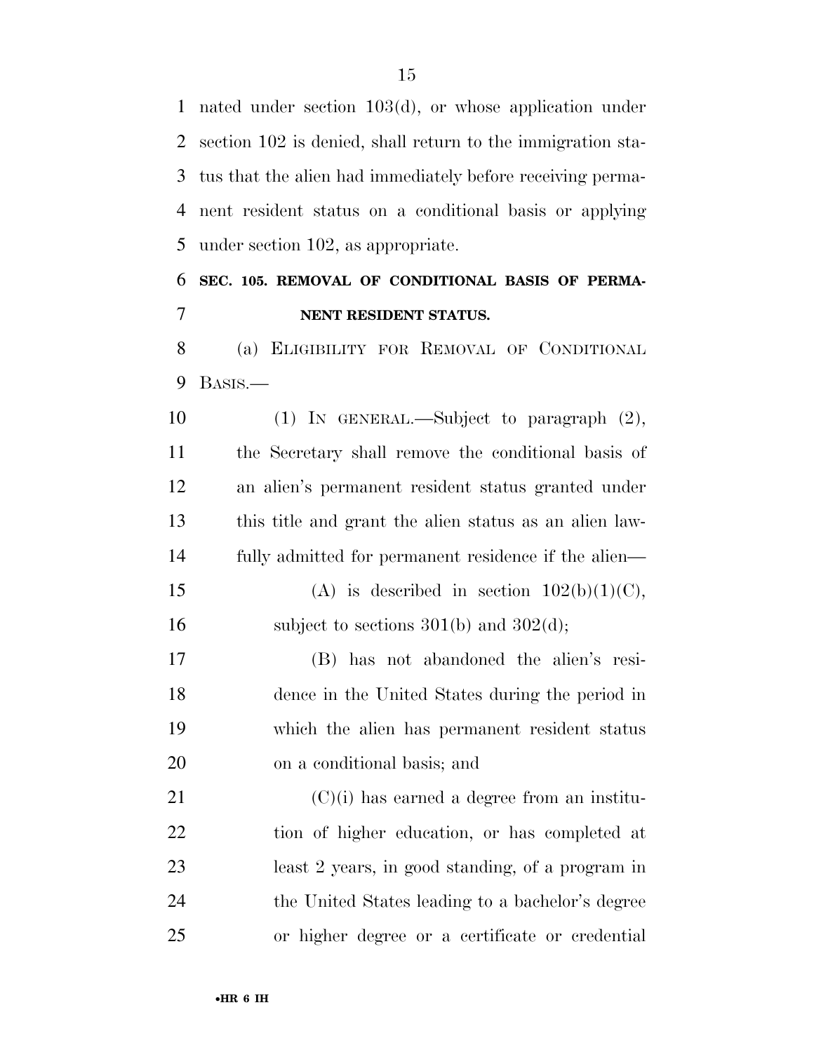nated under section 103(d), or whose application under section 102 is denied, shall return to the immigration status that the alien had immediately before receiving permanent resident status on a conditional basis or applying under section 102, as appropriate.

### SEC. 105. REMOVAL OF CONDITIONAL BASIS OF PERMANENT RESIDENT STATUS.

(a) ELIGIBILITY FOR REMOVAL OF CONDITIONAL BASIS.—

(1) IN GENERAL.—Subject to paragraph (2), the Secretary shall remove the conditional basis of an alien's permanent resident status granted under this title and grant the alien status as an alien lawfully admitted for permanent residence if the alien—

(A) is described in section 102(b)(1)(C), subject to sections 301(b) and 302(d);

(B) has not abandoned the alien's residence in the United States during the period in which the alien has permanent resident status on a conditional basis; and

(C)(i) has earned a degree from an institution of higher education, or has completed at least 2 years, in good standing, of a program in the United States leading to a bachelor's degree or higher degree or a certificate or credential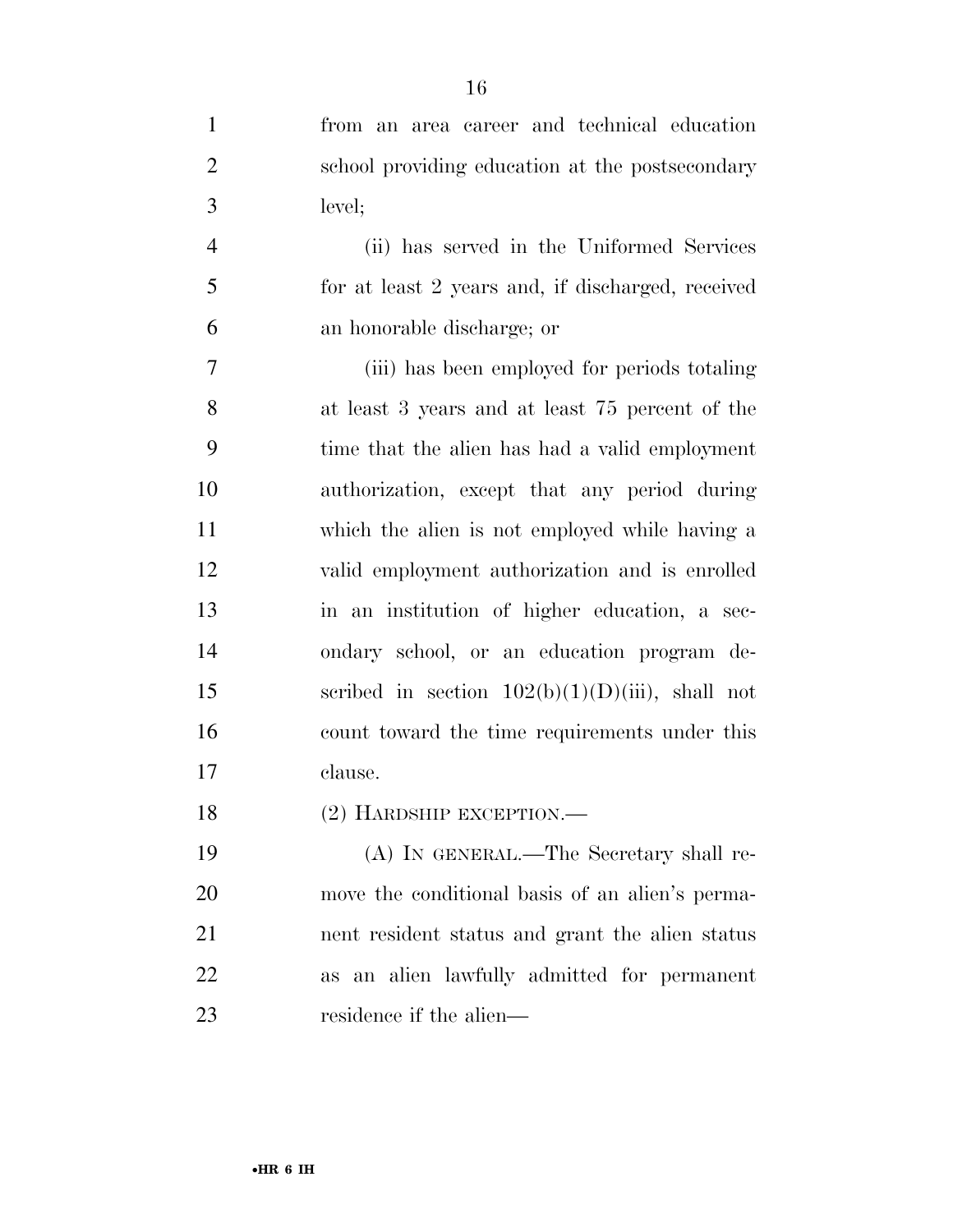from an area career and technical education school providing education at the postsecondary level;

(ii) has served in the Uniformed Services for at least 2 years and, if discharged, received an honorable discharge; or

(iii) has been employed for periods totaling at least 3 years and at least 75 percent of the time that the alien has had a valid employment authorization, except that any period during which the alien is not employed while having a valid employment authorization and is enrolled in an institution of higher education, a secondary school, or an education program described in section 102(b)(1)(D)(iii), shall not count toward the time requirements under this clause.

(2) HARDSHIP EXCEPTION.—

(A) IN GENERAL.—The Secretary shall remove the conditional basis of an alien's permanent resident status and grant the alien status as an alien lawfully admitted for permanent residence if the alien—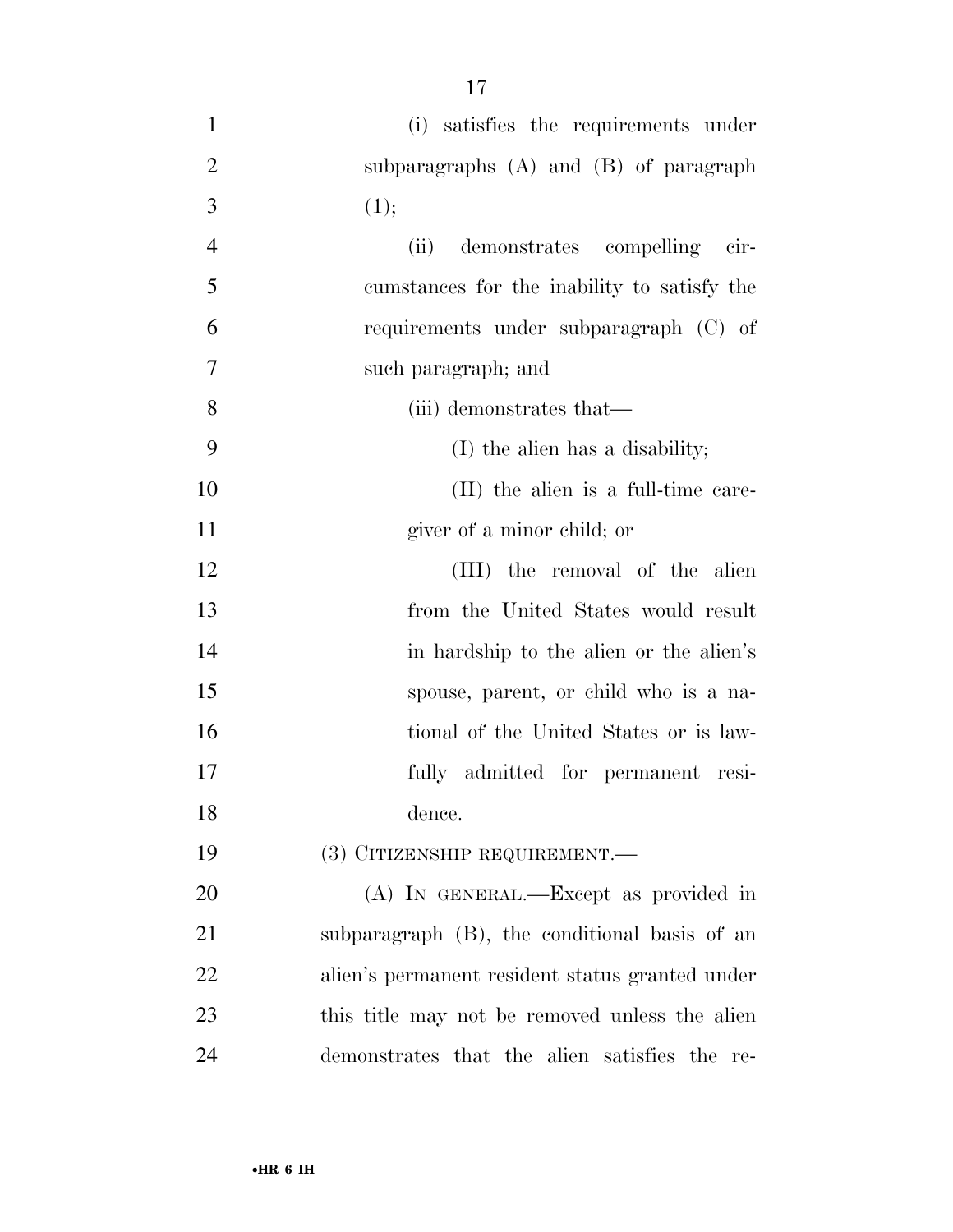(i) satisfies the requirements under subparagraphs (A) and (B) of paragraph (1);

(ii) demonstrates compelling circumstances for the inability to satisfy the requirements under subparagraph (C) of such paragraph; and

(iii) demonstrates that—

(I) the alien has a disability;

(II) the alien is a full-time caregiver of a minor child; or

(III) the removal of the alien from the United States would result in hardship to the alien or the alien's spouse, parent, or child who is a national of the United States or is lawfully admitted for permanent residence.

(3) CITIZENSHIP REQUIREMENT.—

(A) IN GENERAL.—Except as provided in subparagraph (B), the conditional basis of an alien's permanent resident status granted under this title may not be removed unless the alien demonstrates that the alien satisfies the re-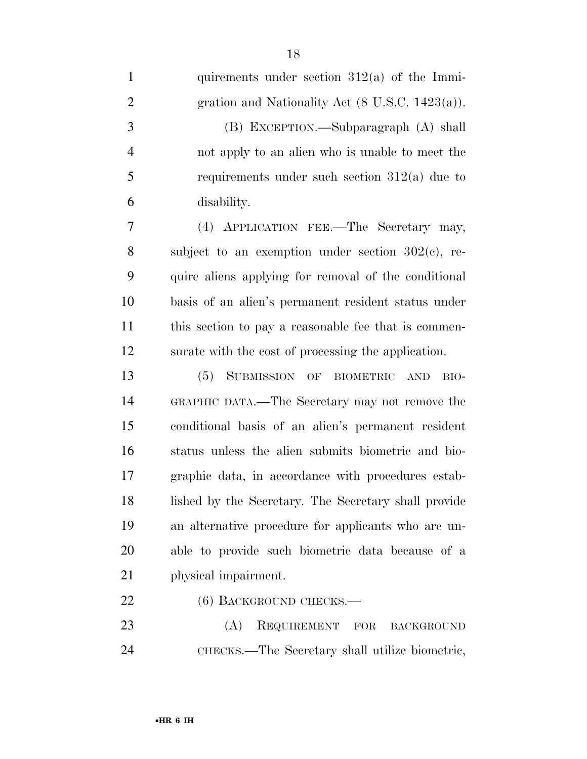quirements under section 312(a) of the Immigration and Nationality Act (8 U.S.C. 1423(a)).

(B) EXCEPTION.—Subparagraph (A) shall not apply to an alien who is unable to meet the requirements under such section 312(a) due to disability.

(4) APPLICATION FEE.—The Secretary may, subject to an exemption under section 302(c), require aliens applying for removal of the conditional basis of an alien's permanent resident status under this section to pay a reasonable fee that is commensurate with the cost of processing the application.

(5) SUBMISSION OF BIOMETRIC AND BIOGRAPHIC DATA.—The Secretary may not remove the conditional basis of an alien's permanent resident status unless the alien submits biometric and biographic data, in accordance with procedures established by the Secretary. The Secretary shall provide an alternative procedure for applicants who are unable to provide such biometric data because of a physical impairment.

(6) BACKGROUND CHECKS.—

(A) REQUIREMENT FOR BACKGROUND CHECKS.—The Secretary shall utilize biometric,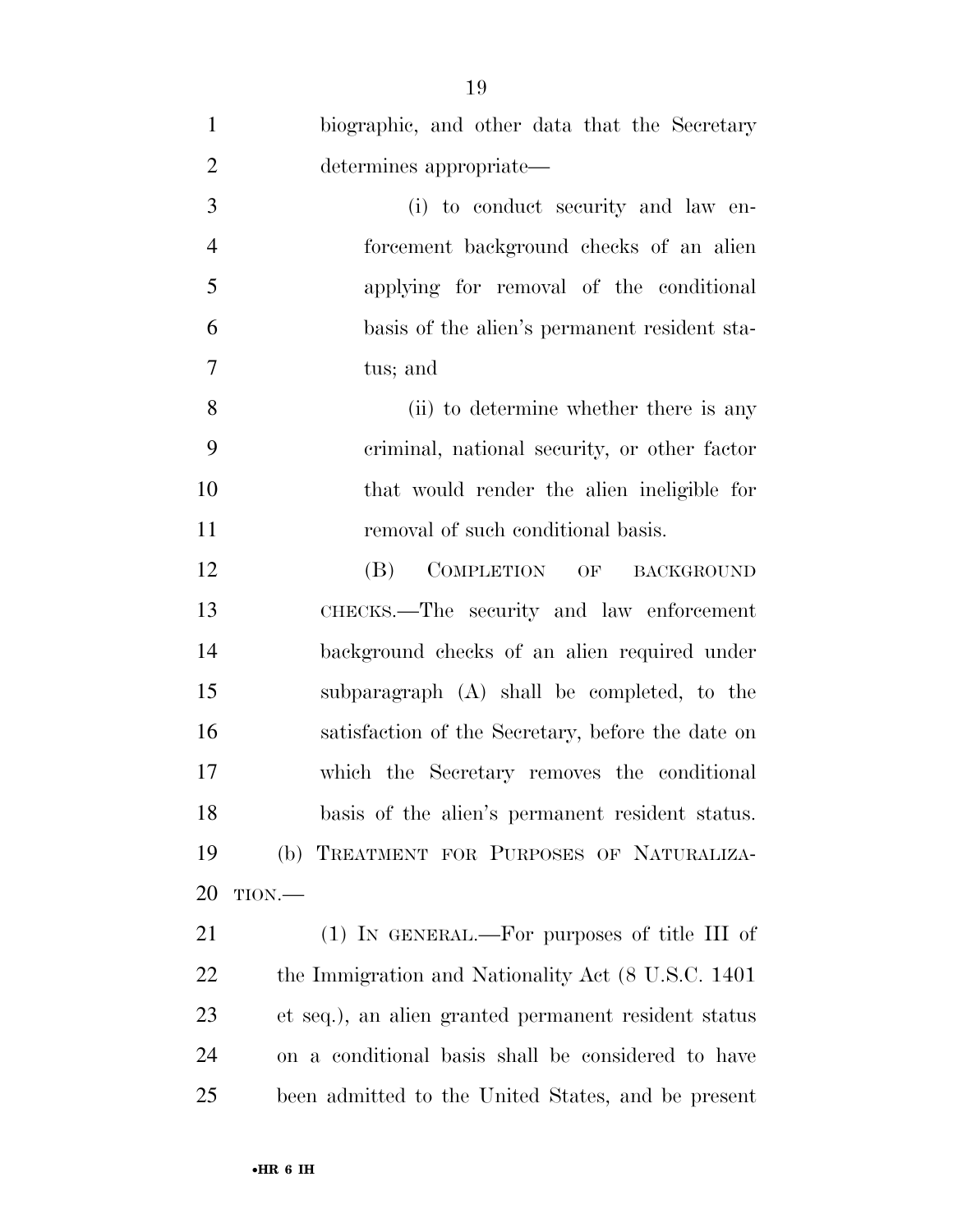biographic, and other data that the Secretary determines appropriate—

(i) to conduct security and law enforcement background checks of an alien applying for removal of the conditional basis of the alien's permanent resident status; and

(ii) to determine whether there is any criminal, national security, or other factor that would render the alien ineligible for removal of such conditional basis.

(B) COMPLETION OF BACKGROUND CHECKS.—The security and law enforcement background checks of an alien required under subparagraph (A) shall be completed, to the satisfaction of the Secretary, before the date on which the Secretary removes the conditional basis of the alien's permanent resident status.

(b) TREATMENT FOR PURPOSES OF NATURALIZATION.—

(1) IN GENERAL.—For purposes of title III of the Immigration and Nationality Act (8 U.S.C. 1401 et seq.), an alien granted permanent resident status on a conditional basis shall be considered to have been admitted to the United States, and be present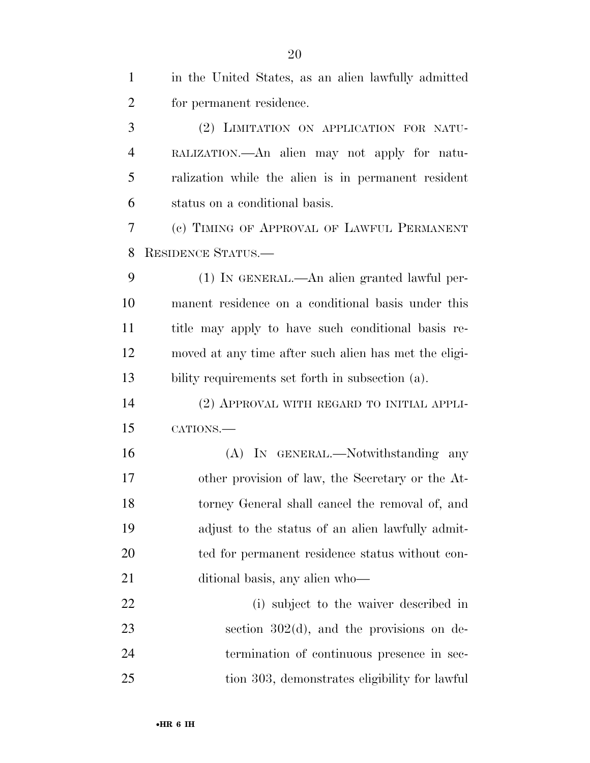in the United States, as an alien lawfully admitted for permanent residence.

(2) LIMITATION ON APPLICATION FOR NATURALIZATION.—An alien may not apply for naturalization while the alien is in permanent resident status on a conditional basis.

(c) TIMING OF APPROVAL OF LAWFUL PERMANENT RESIDENCE STATUS.—

(1) IN GENERAL.—An alien granted lawful permanent residence on a conditional basis under this title may apply to have such conditional basis removed at any time after such alien has met the eligibility requirements set forth in subsection (a).

(2) APPROVAL WITH REGARD TO INITIAL APPLICATIONS.—

(A) IN GENERAL.—Notwithstanding any other provision of law, the Secretary or the Attorney General shall cancel the removal of, and adjust to the status of an alien lawfully admitted for permanent residence status without conditional basis, any alien who—

(i) subject to the waiver described in section 302(d), and the provisions on determination of continuous presence in section 303, demonstrates eligibility for lawful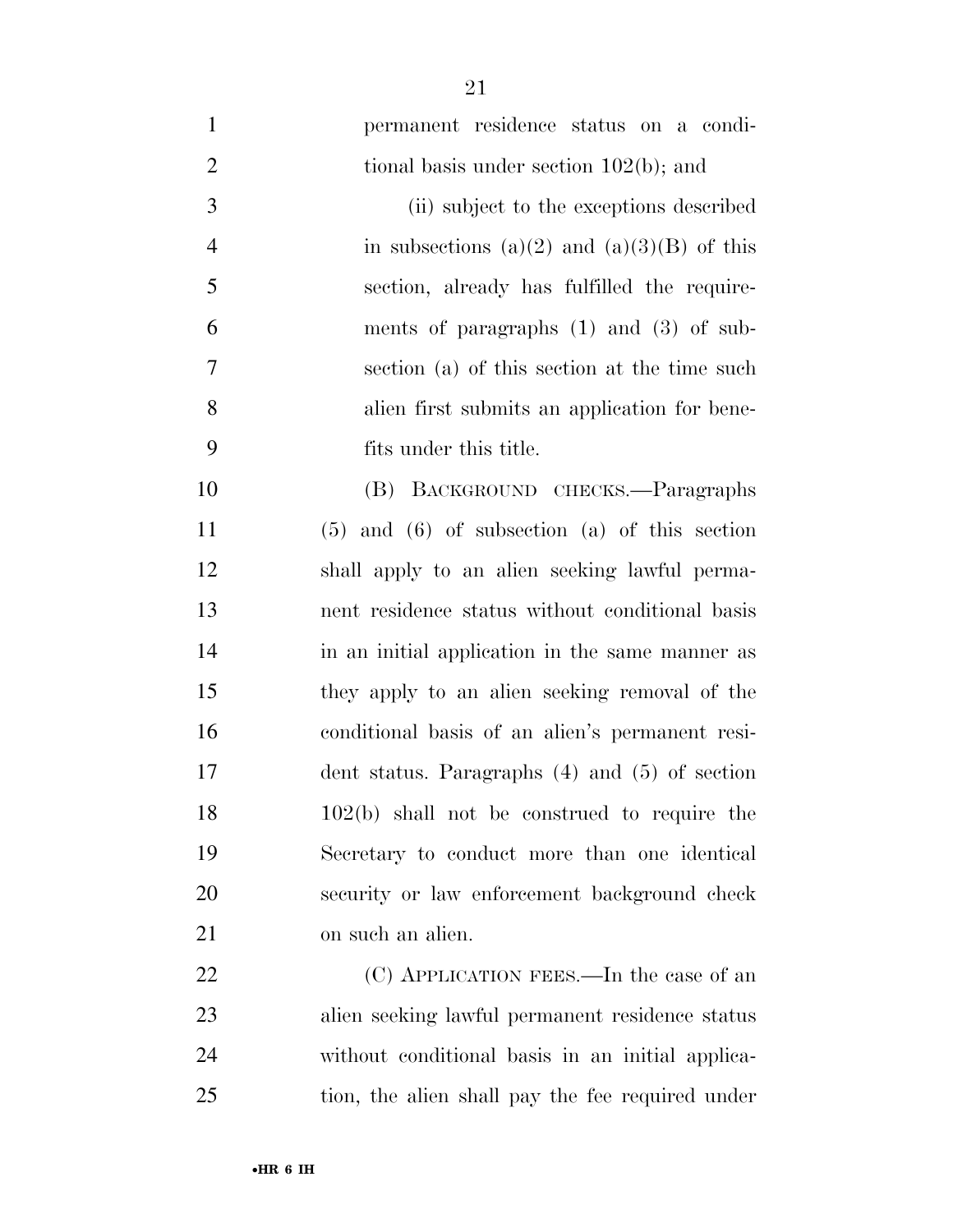permanent residence status on a conditional basis under section 102(b); and

(ii) subject to the exceptions described in subsections (a)(2) and (a)(3)(B) of this section, already has fulfilled the requirements of paragraphs (1) and (3) of subsection (a) of this section at the time such alien first submits an application for benefits under this title.

(B) BACKGROUND CHECKS.—Paragraphs (5) and (6) of subsection (a) of this section shall apply to an alien seeking lawful permanent residence status without conditional basis in an initial application in the same manner as they apply to an alien seeking removal of the conditional basis of an alien's permanent resident status. Paragraphs (4) and (5) of section 102(b) shall not be construed to require the Secretary to conduct more than one identical security or law enforcement background check on such an alien.

(C) APPLICATION FEES.—In the case of an alien seeking lawful permanent residence status without conditional basis in an initial application, the alien shall pay the fee required under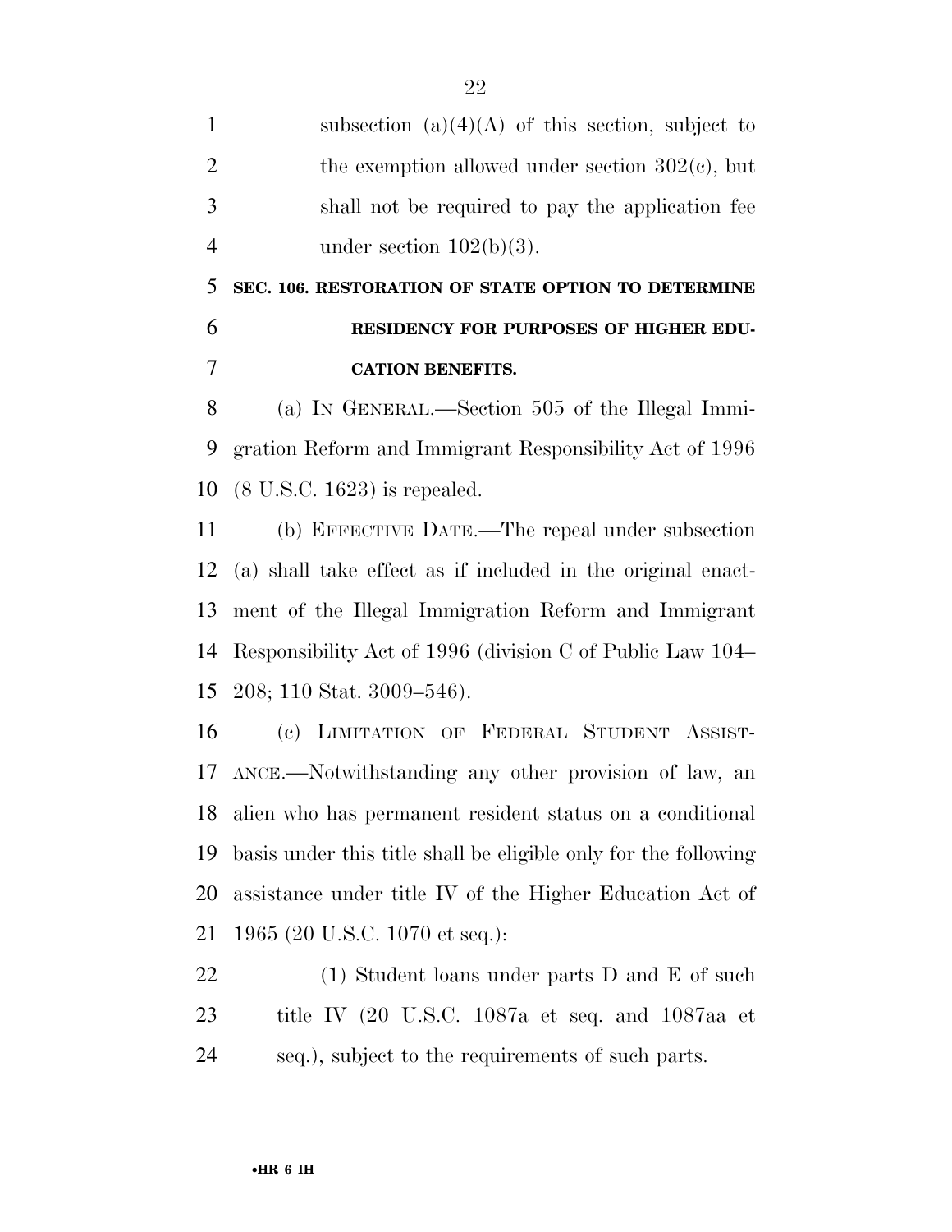subsection (a)(4)(A) of this section, subject to the exemption allowed under section 302(c), but shall not be required to pay the application fee under section 102(b)(3).

**SEC. 106. RESTORATION OF STATE OPTION TO DETERMINE RESIDENCY FOR PURPOSES OF HIGHER EDUCATION BENEFITS.**

(a) IN GENERAL.—Section 505 of the Illegal Immigration Reform and Immigrant Responsibility Act of 1996 (8 U.S.C. 1623) is repealed.

(b) EFFECTIVE DATE.—The repeal under subsection (a) shall take effect as if included in the original enactment of the Illegal Immigration Reform and Immigrant Responsibility Act of 1996 (division C of Public Law 104–208; 110 Stat. 3009–546).

(c) LIMITATION OF FEDERAL STUDENT ASSISTANCE.—Notwithstanding any other provision of law, an alien who has permanent resident status on a conditional basis under this title shall be eligible only for the following assistance under title IV of the Higher Education Act of 1965 (20 U.S.C. 1070 et seq.):

(1) Student loans under parts D and E of such title IV (20 U.S.C. 1087a et seq. and 1087aa et seq.), subject to the requirements of such parts.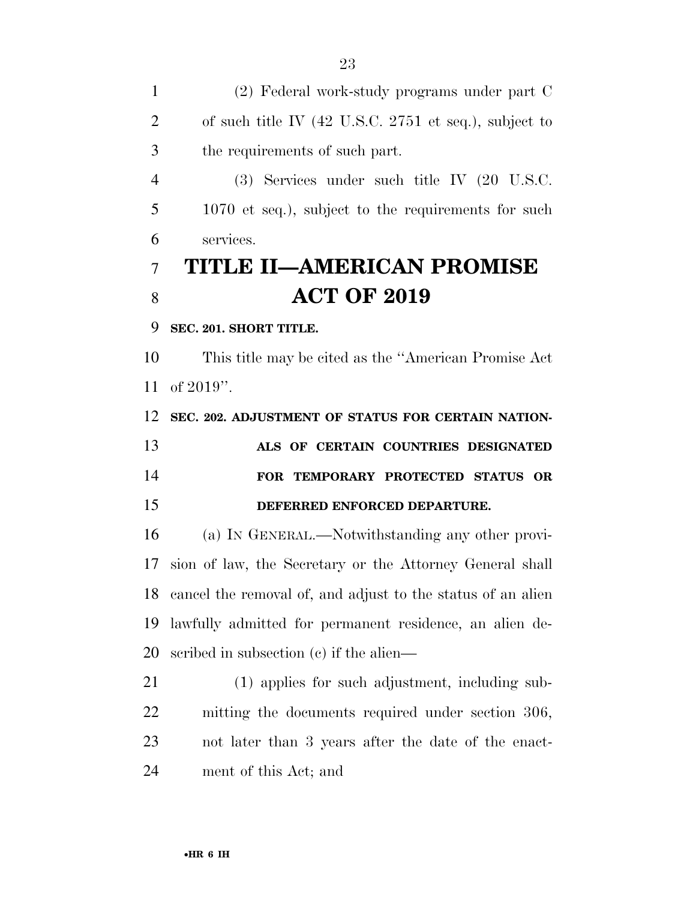(2) Federal work-study programs under part C of such title IV (42 U.S.C. 2751 et seq.), subject to the requirements of such part.

(3) Services under such title IV (20 U.S.C. 1070 et seq.), subject to the requirements for such services.

# TITLE II—AMERICAN PROMISE ACT OF 2019

**SEC. 201. SHORT TITLE.**

This title may be cited as the ''American Promise Act of 2019''.

**SEC. 202. ADJUSTMENT OF STATUS FOR CERTAIN NATIONALS OF CERTAIN COUNTRIES DESIGNATED FOR TEMPORARY PROTECTED STATUS OR DEFERRED ENFORCED DEPARTURE.**

(a) IN GENERAL.—Notwithstanding any other provision of law, the Secretary or the Attorney General shall cancel the removal of, and adjust to the status of an alien lawfully admitted for permanent residence, an alien described in subsection (c) if the alien—

(1) applies for such adjustment, including submitting the documents required under section 306, not later than 3 years after the date of the enactment of this Act; and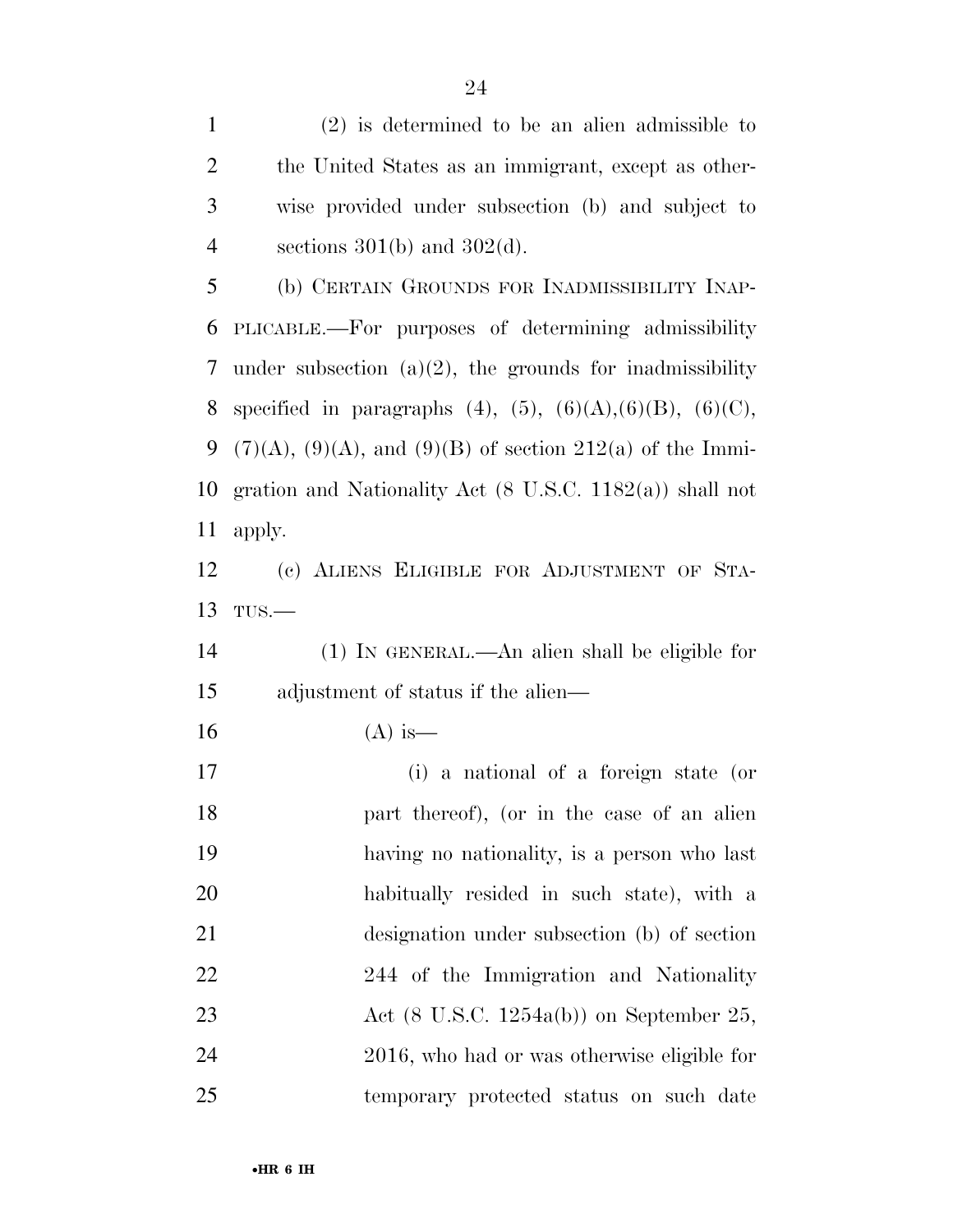(2) is determined to be an alien admissible to the United States as an immigrant, except as otherwise provided under subsection (b) and subject to sections 301(b) and 302(d).

(b) CERTAIN GROUNDS FOR INADMISSIBILITY INAPPLICABLE.—For purposes of determining admissibility under subsection (a)(2), the grounds for inadmissibility specified in paragraphs (4), (5), (6)(A),(6)(B), (6)(C), (7)(A), (9)(A), and (9)(B) of section 212(a) of the Immigration and Nationality Act (8 U.S.C. 1182(a)) shall not apply.

(c) ALIENS ELIGIBLE FOR ADJUSTMENT OF STATUS.—

(1) IN GENERAL.—An alien shall be eligible for adjustment of status if the alien—

(A) is—

(i) a national of a foreign state (or part thereof), (or in the case of an alien having no nationality, is a person who last habitually resided in such state), with a designation under subsection (b) of section 244 of the Immigration and Nationality Act (8 U.S.C. 1254a(b)) on September 25, 2016, who had or was otherwise eligible for temporary protected status on such date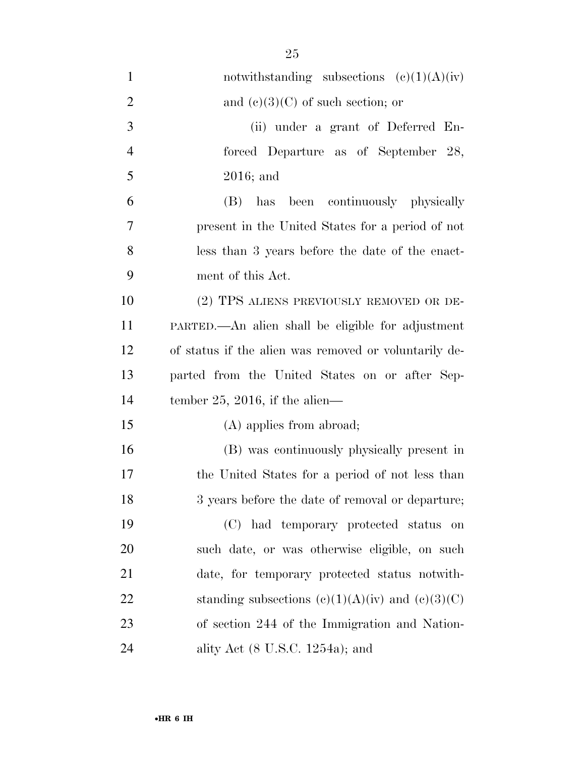notwithstanding subsections (c)(1)(A)(iv) and (c)(3)(C) of such section; or

(ii) under a grant of Deferred Enforced Departure as of September 28, 2016; and

(B) has been continuously physically present in the United States for a period of not less than 3 years before the date of the enactment of this Act.

(2) TPS ALIENS PREVIOUSLY REMOVED OR DEPARTED.—An alien shall be eligible for adjustment of status if the alien was removed or voluntarily departed from the United States on or after September 25, 2016, if the alien—

(A) applies from abroad;

(B) was continuously physically present in the United States for a period of not less than 3 years before the date of removal or departure;

(C) had temporary protected status on such date, or was otherwise eligible, on such date, for temporary protected status notwithstanding subsections (c)(1)(A)(iv) and (c)(3)(C) of section 244 of the Immigration and Nationality Act (8 U.S.C. 1254a); and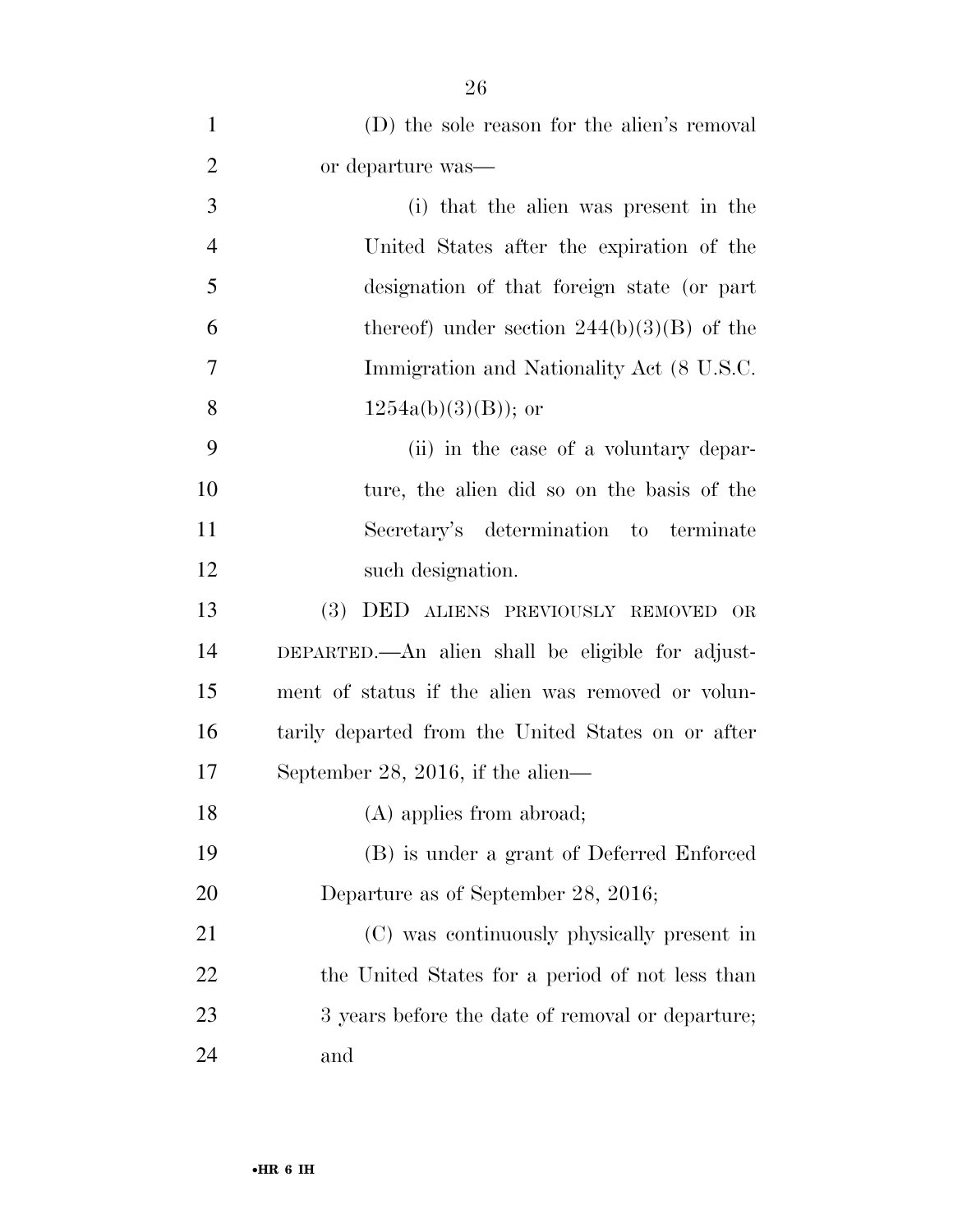(D) the sole reason for the alien's removal or departure was—

(i) that the alien was present in the United States after the expiration of the designation of that foreign state (or part thereof) under section 244(b)(3)(B) of the Immigration and Nationality Act (8 U.S.C. 1254a(b)(3)(B)); or

(ii) in the case of a voluntary departure, the alien did so on the basis of the Secretary's determination to terminate such designation.

(3) DED ALIENS PREVIOUSLY REMOVED OR DEPARTED.—An alien shall be eligible for adjustment of status if the alien was removed or voluntarily departed from the United States on or after September 28, 2016, if the alien—

(A) applies from abroad;

(B) is under a grant of Deferred Enforced Departure as of September 28, 2016;

(C) was continuously physically present in the United States for a period of not less than 3 years before the date of removal or departure; and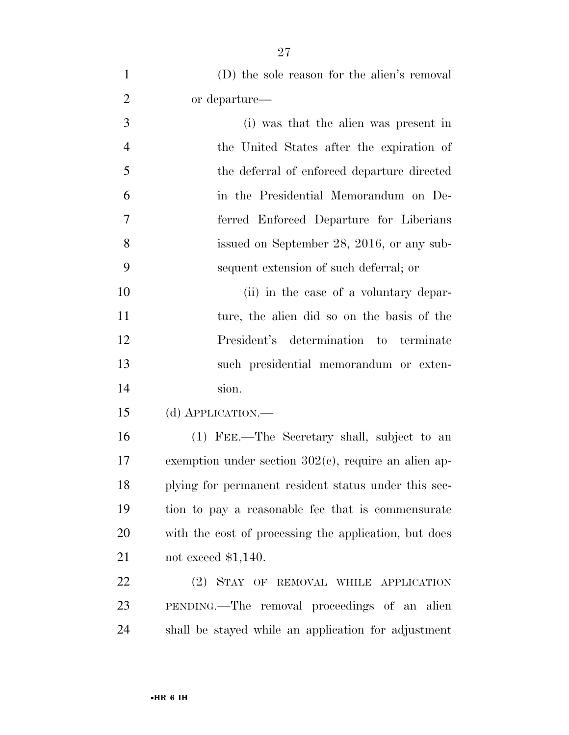(D) the sole reason for the alien's removal or departure—

(i) was that the alien was present in the United States after the expiration of the deferral of enforced departure directed in the Presidential Memorandum on Deferred Enforced Departure for Liberians issued on September 28, 2016, or any subsequent extension of such deferral; or

(ii) in the case of a voluntary departure, the alien did so on the basis of the President's determination to terminate such presidential memorandum or extension.

(d) APPLICATION.—

(1) FEE.—The Secretary shall, subject to an exemption under section 302(c), require an alien applying for permanent resident status under this section to pay a reasonable fee that is commensurate with the cost of processing the application, but does not exceed $1,140.

(2) STAY OF REMOVAL WHILE APPLICATION PENDING.—The removal proceedings of an alien shall be stayed while an application for adjustment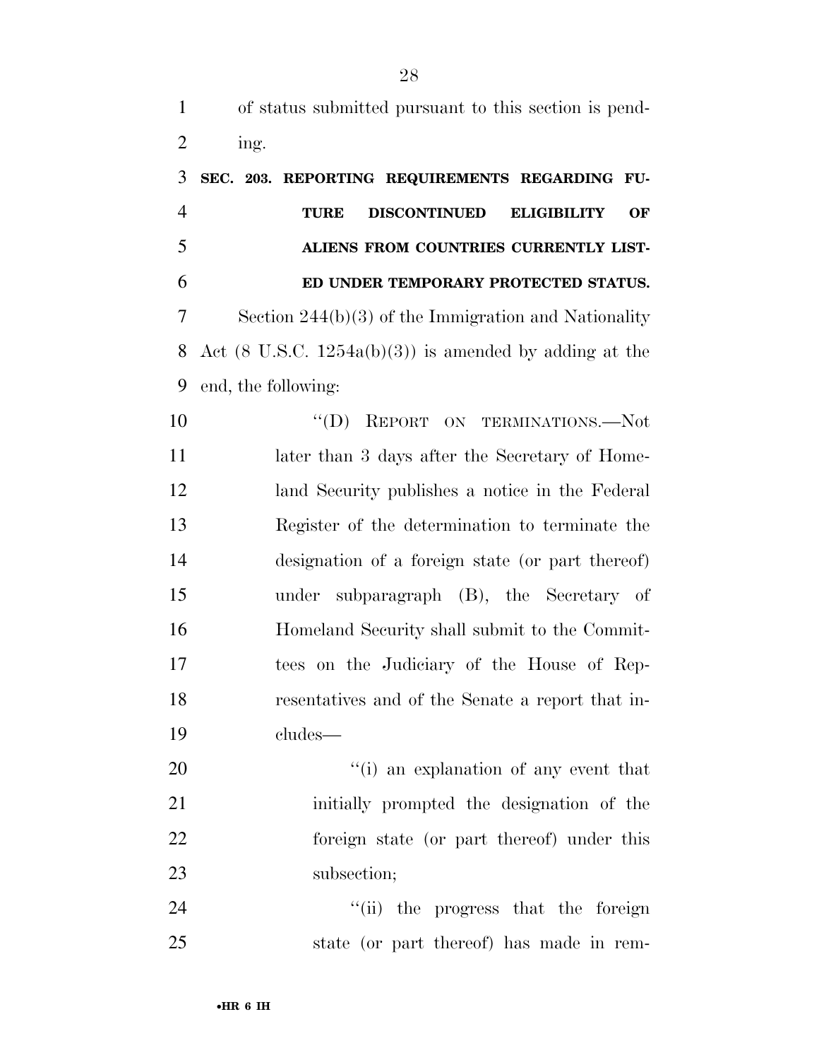of status submitted pursuant to this section is pending.

**SEC. 203. REPORTING REQUIREMENTS REGARDING FUTURE DISCONTINUED ELIGIBILITY OF ALIENS FROM COUNTRIES CURRENTLY LISTED UNDER TEMPORARY PROTECTED STATUS.**

Section 244(b)(3) of the Immigration and Nationality Act (8 U.S.C. 1254a(b)(3)) is amended by adding at the end, the following:

"(D) REPORT ON TERMINATIONS.—Not later than 3 days after the Secretary of Homeland Security publishes a notice in the Federal Register of the determination to terminate the designation of a foreign state (or part thereof) under subparagraph (B), the Secretary of Homeland Security shall submit to the Committees on the Judiciary of the House of Representatives and of the Senate a report that includes—

"(i) an explanation of any event that initially prompted the designation of the foreign state (or part thereof) under this subsection;

"(ii) the progress that the foreign state (or part thereof) has made in rem-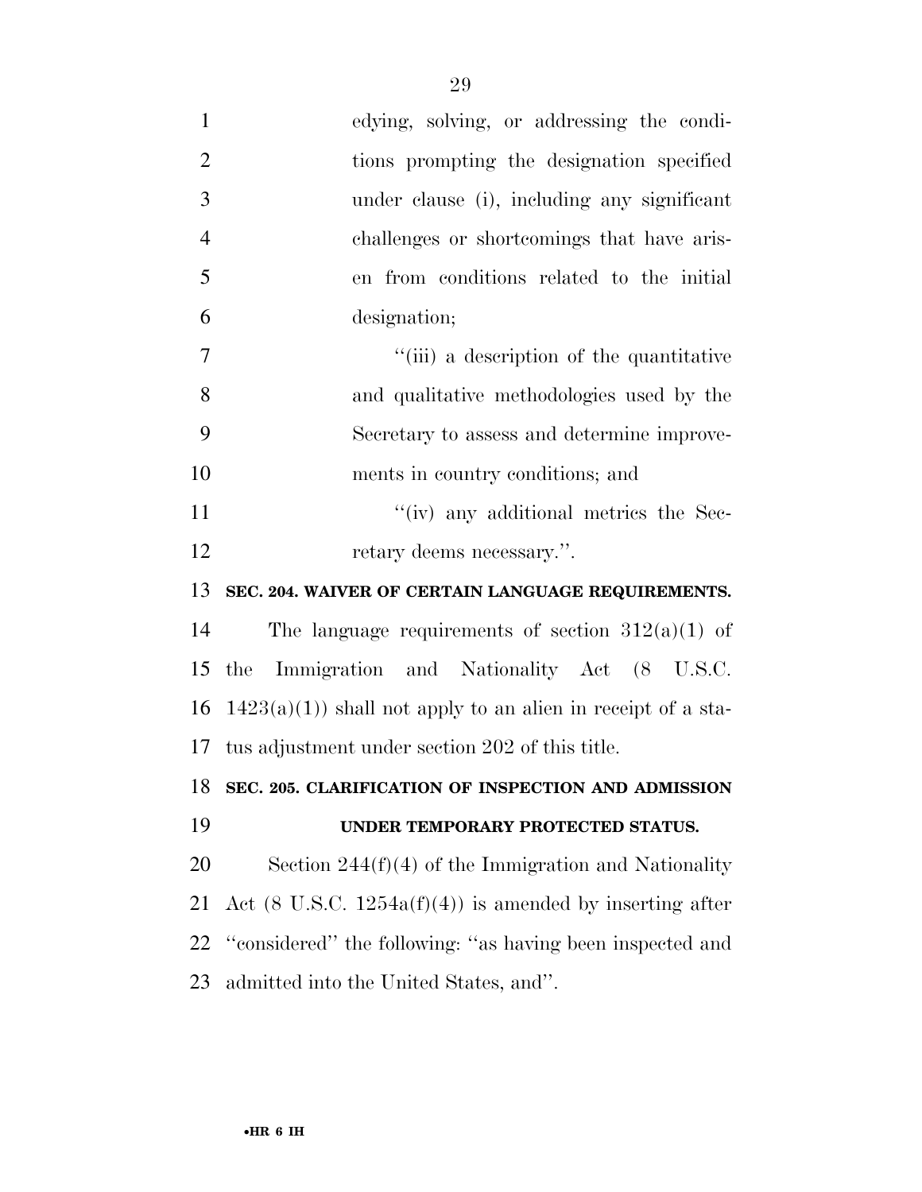edying, solving, or addressing the conditions prompting the designation specified under clause (i), including any significant challenges or shortcomings that have arisen from conditions related to the initial designation;

''(iii) a description of the quantitative and qualitative methodologies used by the Secretary to assess and determine improvements in country conditions; and

''(iv) any additional metrics the Secretary deems necessary.''.

**SEC. 204. WAIVER OF CERTAIN LANGUAGE REQUIREMENTS.**

The language requirements of section 312(a)(1) of the Immigration and Nationality Act (8 U.S.C. 1423(a)(1)) shall not apply to an alien in receipt of a status adjustment under section 202 of this title.

**SEC. 205. CLARIFICATION OF INSPECTION AND ADMISSION UNDER TEMPORARY PROTECTED STATUS.**

Section 244(f)(4) of the Immigration and Nationality Act (8 U.S.C. 1254a(f)(4)) is amended by inserting after ''considered'' the following: ''as having been inspected and admitted into the United States, and''.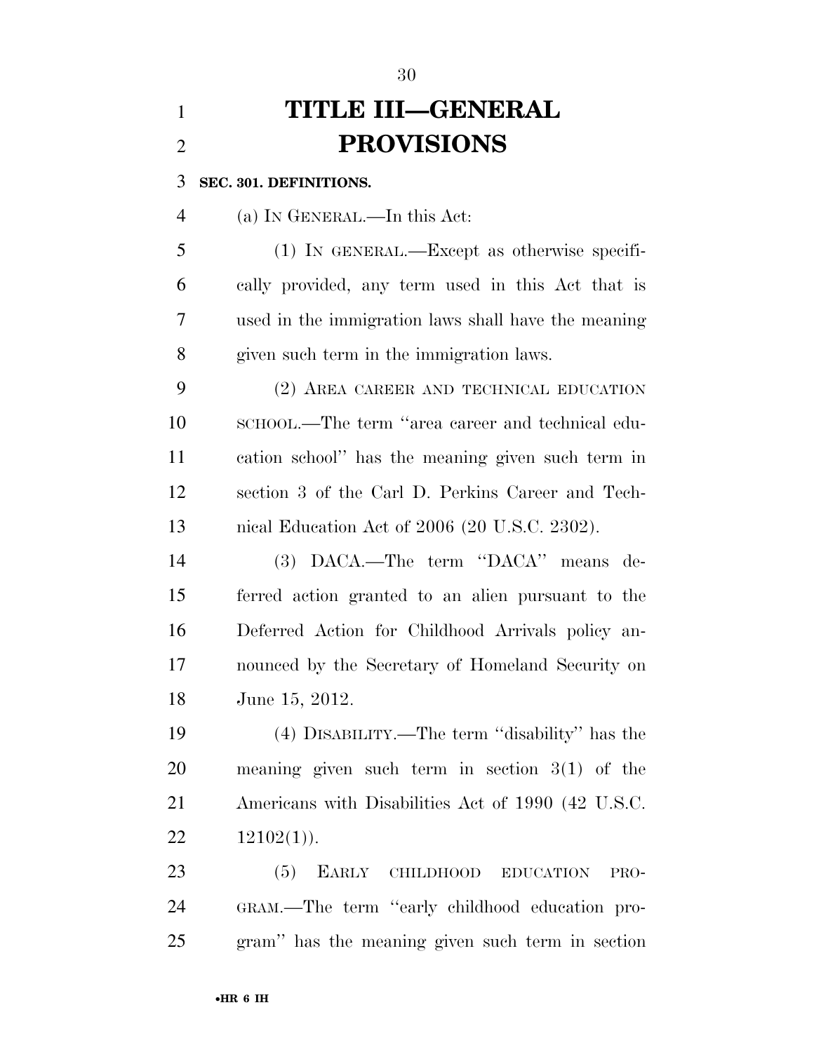# TITLE III—GENERAL PROVISIONS

**SEC. 301. DEFINITIONS.**

(a) IN GENERAL.—In this Act:

(1) IN GENERAL.—Except as otherwise specifically provided, any term used in this Act that is used in the immigration laws shall have the meaning given such term in the immigration laws.

(2) AREA CAREER AND TECHNICAL EDUCATION SCHOOL.—The term ''area career and technical education school'' has the meaning given such term in section 3 of the Carl D. Perkins Career and Technical Education Act of 2006 (20 U.S.C. 2302).

(3) DACA.—The term ''DACA'' means deferred action granted to an alien pursuant to the Deferred Action for Childhood Arrivals policy announced by the Secretary of Homeland Security on June 15, 2012.

(4) DISABILITY.—The term ''disability'' has the meaning given such term in section 3(1) of the Americans with Disabilities Act of 1990 (42 U.S.C. 12102(1)).

(5) EARLY CHILDHOOD EDUCATION PROGRAM.—The term ''early childhood education program'' has the meaning given such term in section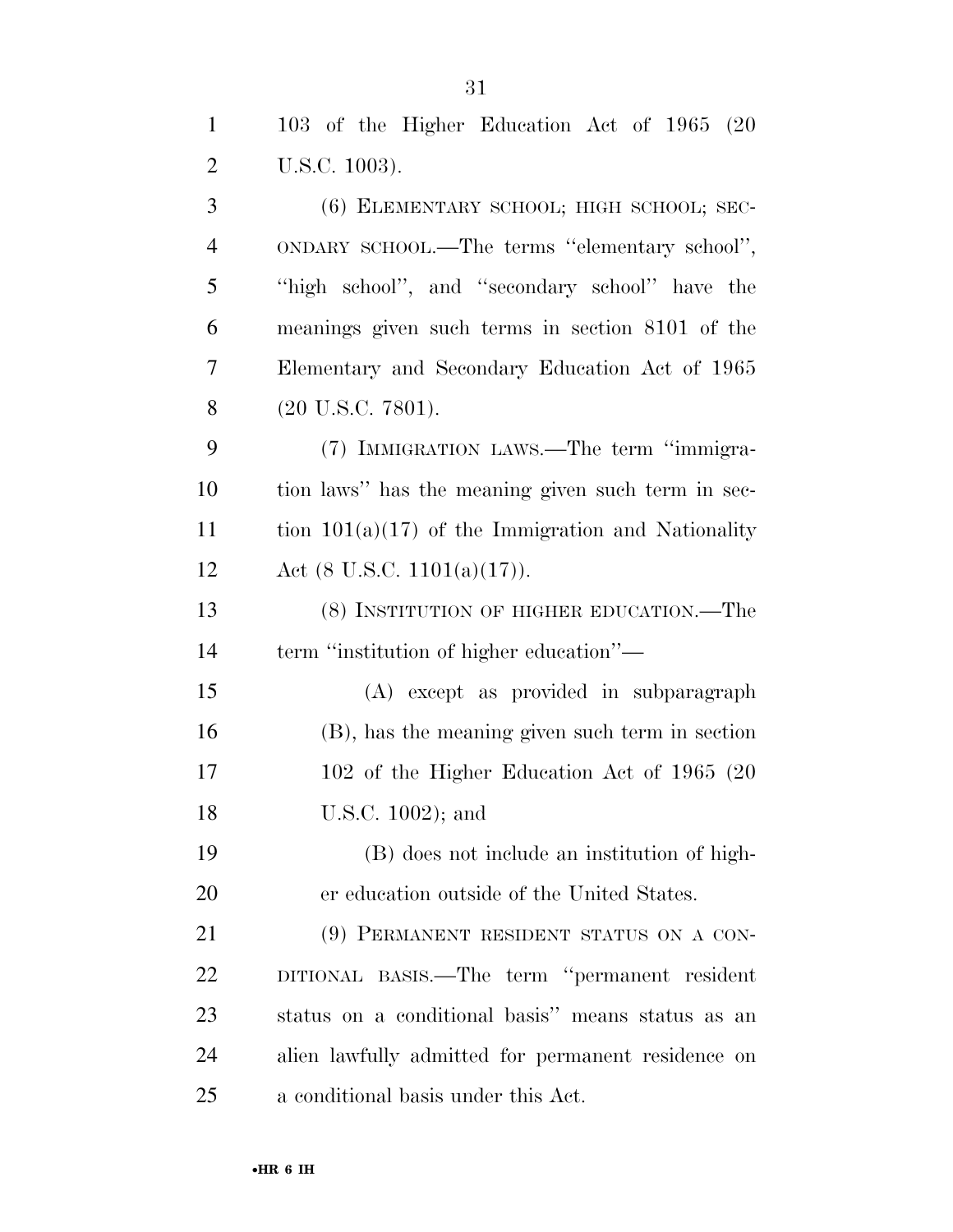103 of the Higher Education Act of 1965 (20 U.S.C. 1003).

(6) ELEMENTARY SCHOOL; HIGH SCHOOL; SECONDARY SCHOOL.—The terms ''elementary school'', ''high school'', and ''secondary school'' have the meanings given such terms in section 8101 of the Elementary and Secondary Education Act of 1965 (20 U.S.C. 7801).

(7) IMMIGRATION LAWS.—The term ''immigration laws'' has the meaning given such term in section 101(a)(17) of the Immigration and Nationality Act (8 U.S.C. 1101(a)(17)).

(8) INSTITUTION OF HIGHER EDUCATION.—The term ''institution of higher education''—

(A) except as provided in subparagraph (B), has the meaning given such term in section 102 of the Higher Education Act of 1965 (20 U.S.C. 1002); and

(B) does not include an institution of higher education outside of the United States.

(9) PERMANENT RESIDENT STATUS ON A CONDITIONAL BASIS.—The term ''permanent resident status on a conditional basis'' means status as an alien lawfully admitted for permanent residence on a conditional basis under this Act.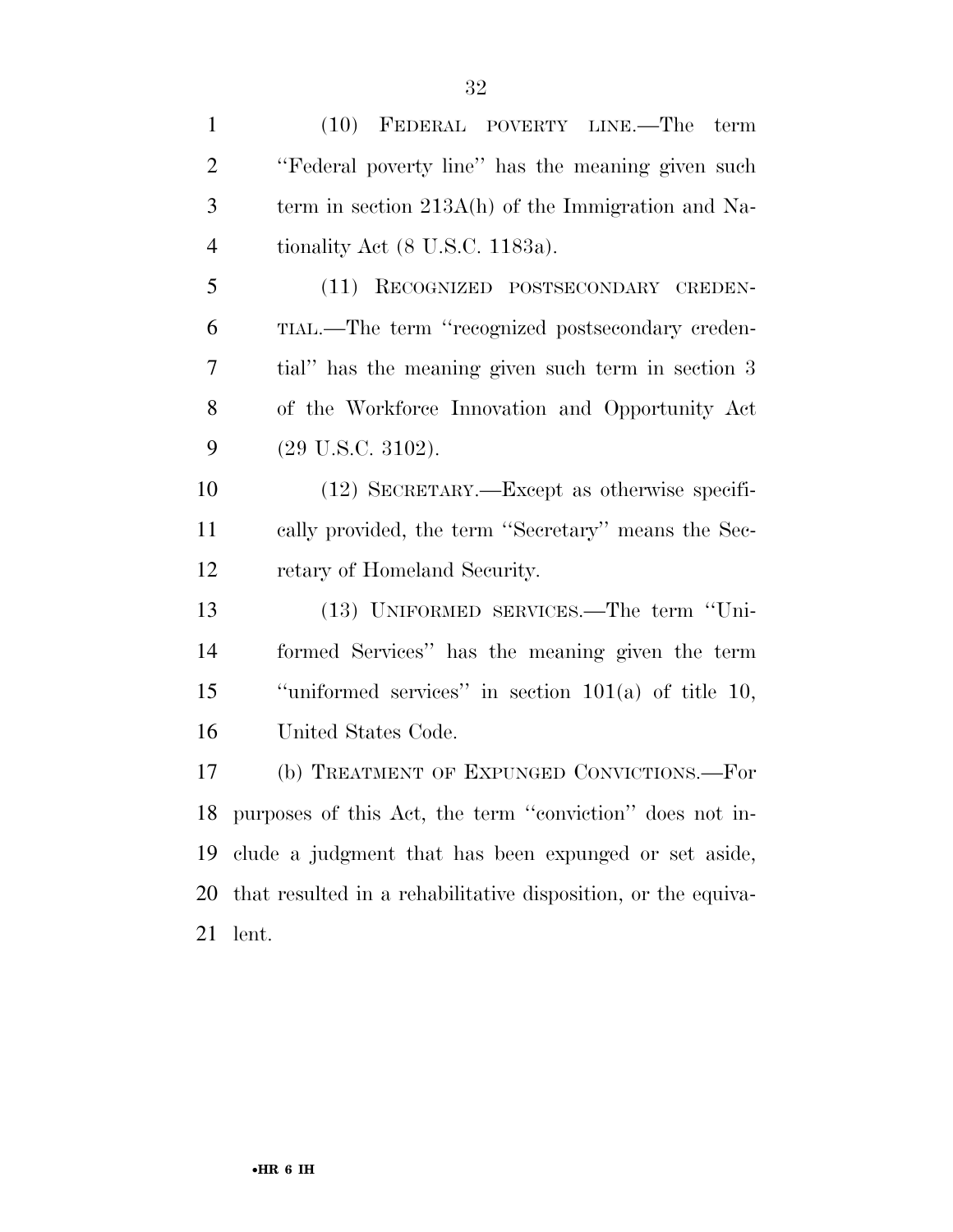(10) FEDERAL POVERTY LINE.—The term "Federal poverty line" has the meaning given such term in section 213A(h) of the Immigration and Nationality Act (8 U.S.C. 1183a).

(11) RECOGNIZED POSTSECONDARY CREDENTIAL.—The term "recognized postsecondary credential" has the meaning given such term in section 3 of the Workforce Innovation and Opportunity Act (29 U.S.C. 3102).

(12) SECRETARY.—Except as otherwise specifically provided, the term "Secretary" means the Secretary of Homeland Security.

(13) UNIFORMED SERVICES.—The term "Uniformed Services" has the meaning given the term "uniformed services" in section 101(a) of title 10, United States Code.

(b) TREATMENT OF EXPUNGED CONVICTIONS.—For purposes of this Act, the term "conviction" does not include a judgment that has been expunged or set aside, that resulted in a rehabilitative disposition, or the equivalent.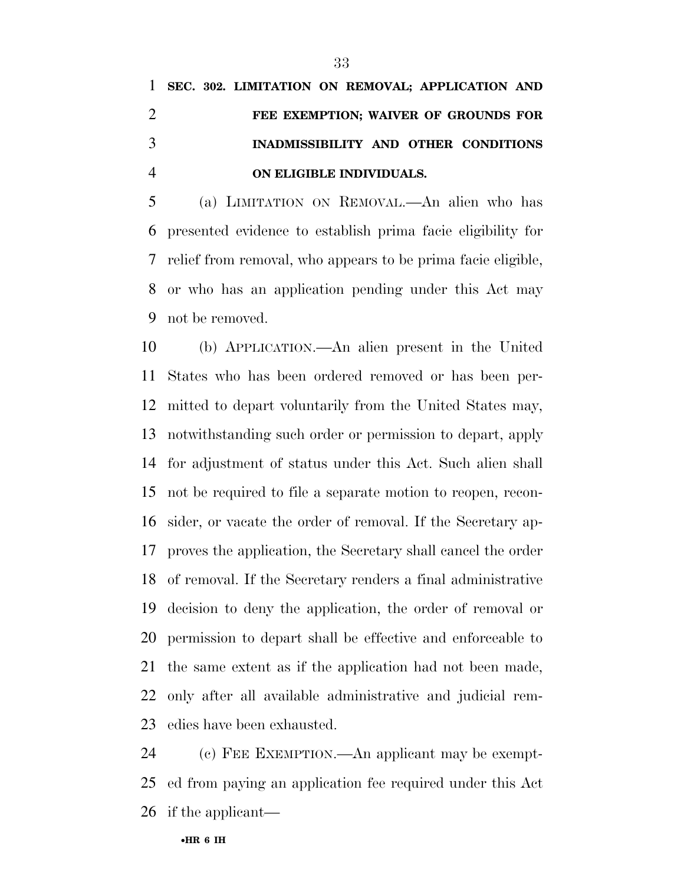**SEC. 302. LIMITATION ON REMOVAL; APPLICATION AND FEE EXEMPTION; WAIVER OF GROUNDS FOR INADMISSIBILITY AND OTHER CONDITIONS ON ELIGIBLE INDIVIDUALS.**

(a) LIMITATION ON REMOVAL.—An alien who has presented evidence to establish prima facie eligibility for relief from removal, who appears to be prima facie eligible, or who has an application pending under this Act may not be removed.

(b) APPLICATION.—An alien present in the United States who has been ordered removed or has been permitted to depart voluntarily from the United States may, notwithstanding such order or permission to depart, apply for adjustment of status under this Act. Such alien shall not be required to file a separate motion to reopen, reconsider, or vacate the order of removal. If the Secretary approves the application, the Secretary shall cancel the order of removal. If the Secretary renders a final administrative decision to deny the application, the order of removal or permission to depart shall be effective and enforceable to the same extent as if the application had not been made, only after all available administrative and judicial remedies have been exhausted.

(c) FEE EXEMPTION.—An applicant may be exempted from paying an application fee required under this Act if the applicant—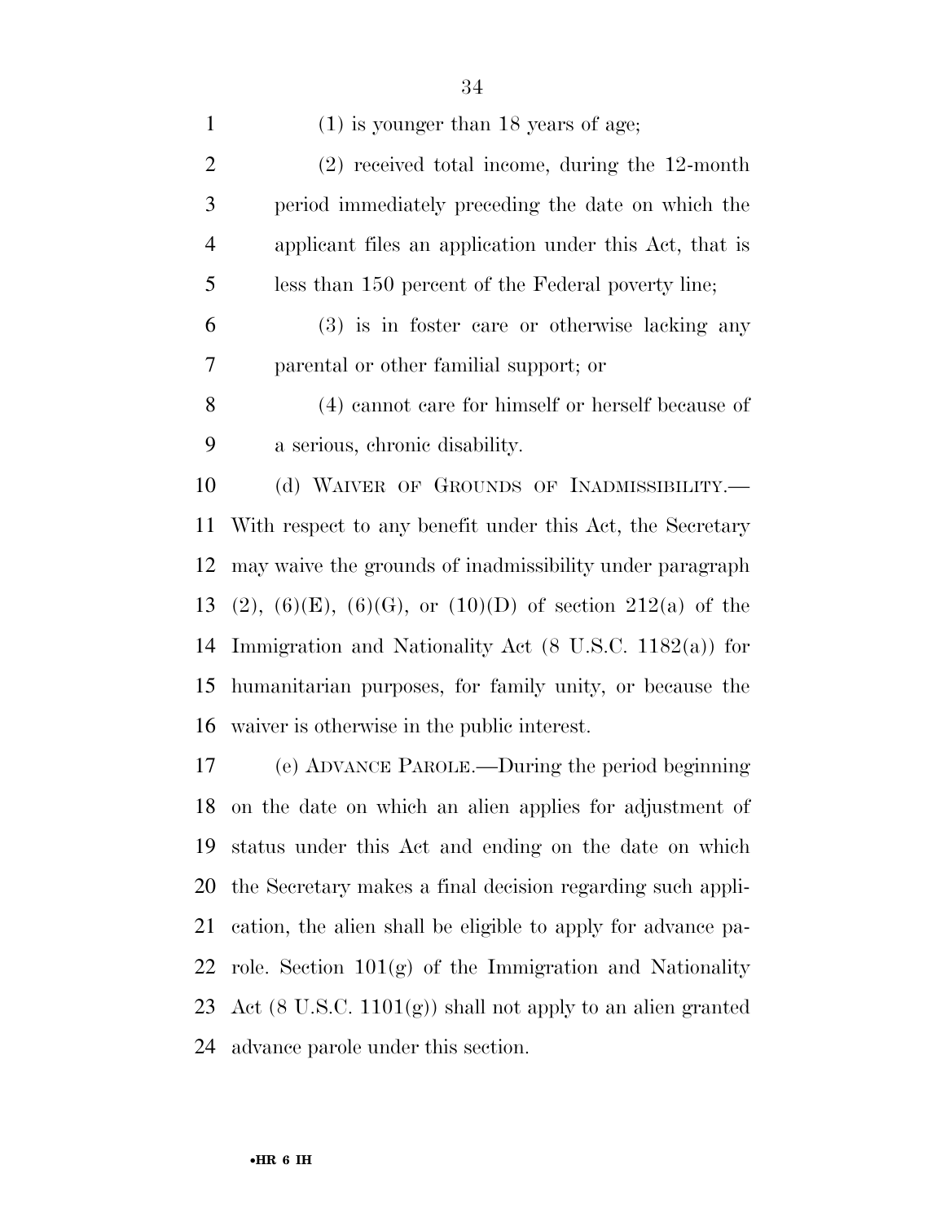(1) is younger than 18 years of age;

(2) received total income, during the 12-month period immediately preceding the date on which the applicant files an application under this Act, that is less than 150 percent of the Federal poverty line;

(3) is in foster care or otherwise lacking any parental or other familial support; or

(4) cannot care for himself or herself because of a serious, chronic disability.

(d) WAIVER OF GROUNDS OF INADMISSIBILITY.— With respect to any benefit under this Act, the Secretary may waive the grounds of inadmissibility under paragraph (2), (6)(E), (6)(G), or (10)(D) of section 212(a) of the Immigration and Nationality Act (8 U.S.C. 1182(a)) for humanitarian purposes, for family unity, or because the waiver is otherwise in the public interest.

(e) ADVANCE PAROLE.—During the period beginning on the date on which an alien applies for adjustment of status under this Act and ending on the date on which the Secretary makes a final decision regarding such application, the alien shall be eligible to apply for advance parole. Section 101(g) of the Immigration and Nationality Act (8 U.S.C. 1101(g)) shall not apply to an alien granted advance parole under this section.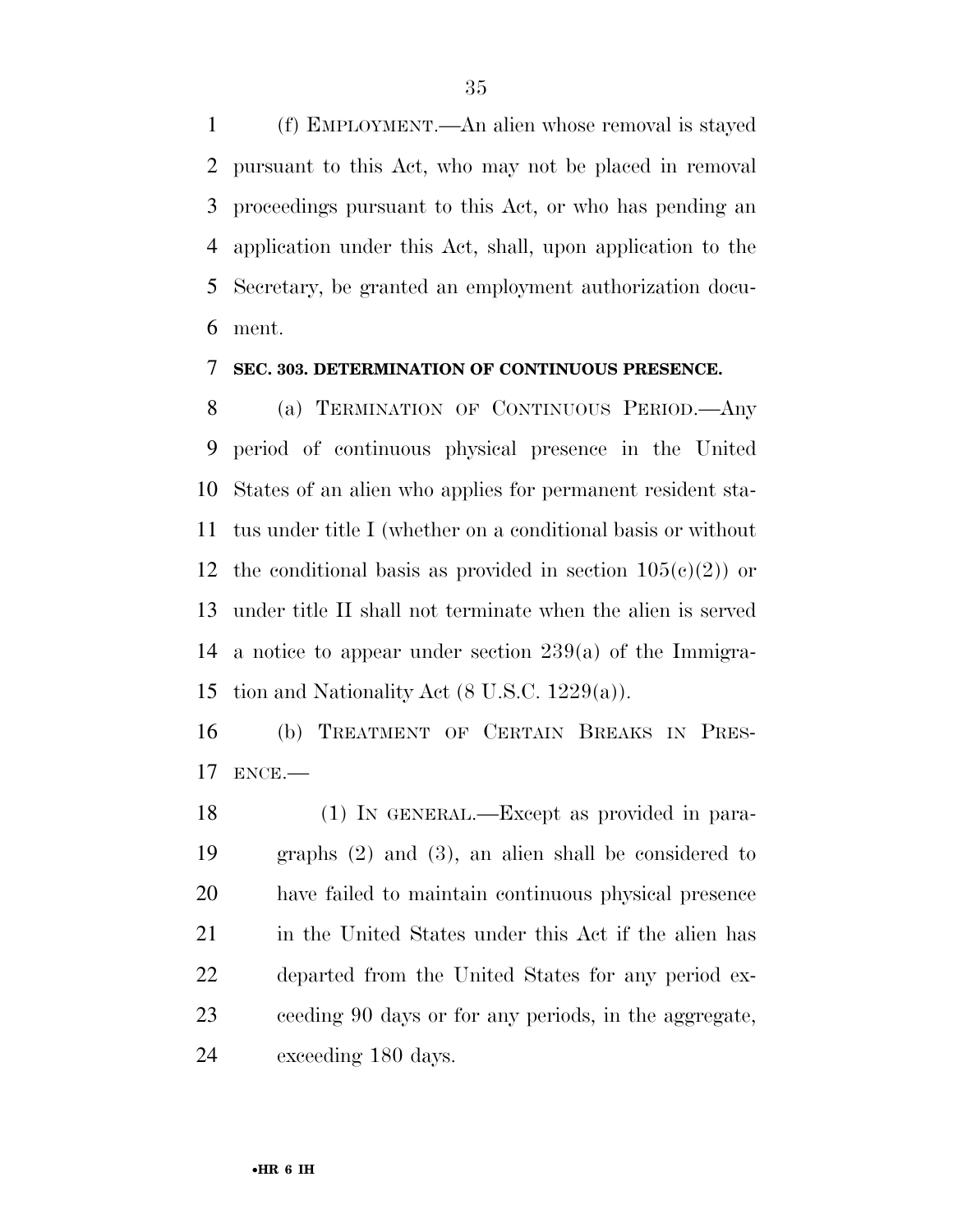(f) EMPLOYMENT.—An alien whose removal is stayed pursuant to this Act, who may not be placed in removal proceedings pursuant to this Act, or who has pending an application under this Act, shall, upon application to the Secretary, be granted an employment authorization document.

**SEC. 303. DETERMINATION OF CONTINUOUS PRESENCE.**

(a) TERMINATION OF CONTINUOUS PERIOD.—Any period of continuous physical presence in the United States of an alien who applies for permanent resident status under title I (whether on a conditional basis or without the conditional basis as provided in section 105(c)(2)) or under title II shall not terminate when the alien is served a notice to appear under section 239(a) of the Immigration and Nationality Act (8 U.S.C. 1229(a)).

(b) TREATMENT OF CERTAIN BREAKS IN PRESENCE.—

(1) IN GENERAL.—Except as provided in paragraphs (2) and (3), an alien shall be considered to have failed to maintain continuous physical presence in the United States under this Act if the alien has departed from the United States for any period exceeding 90 days or for any periods, in the aggregate, exceeding 180 days.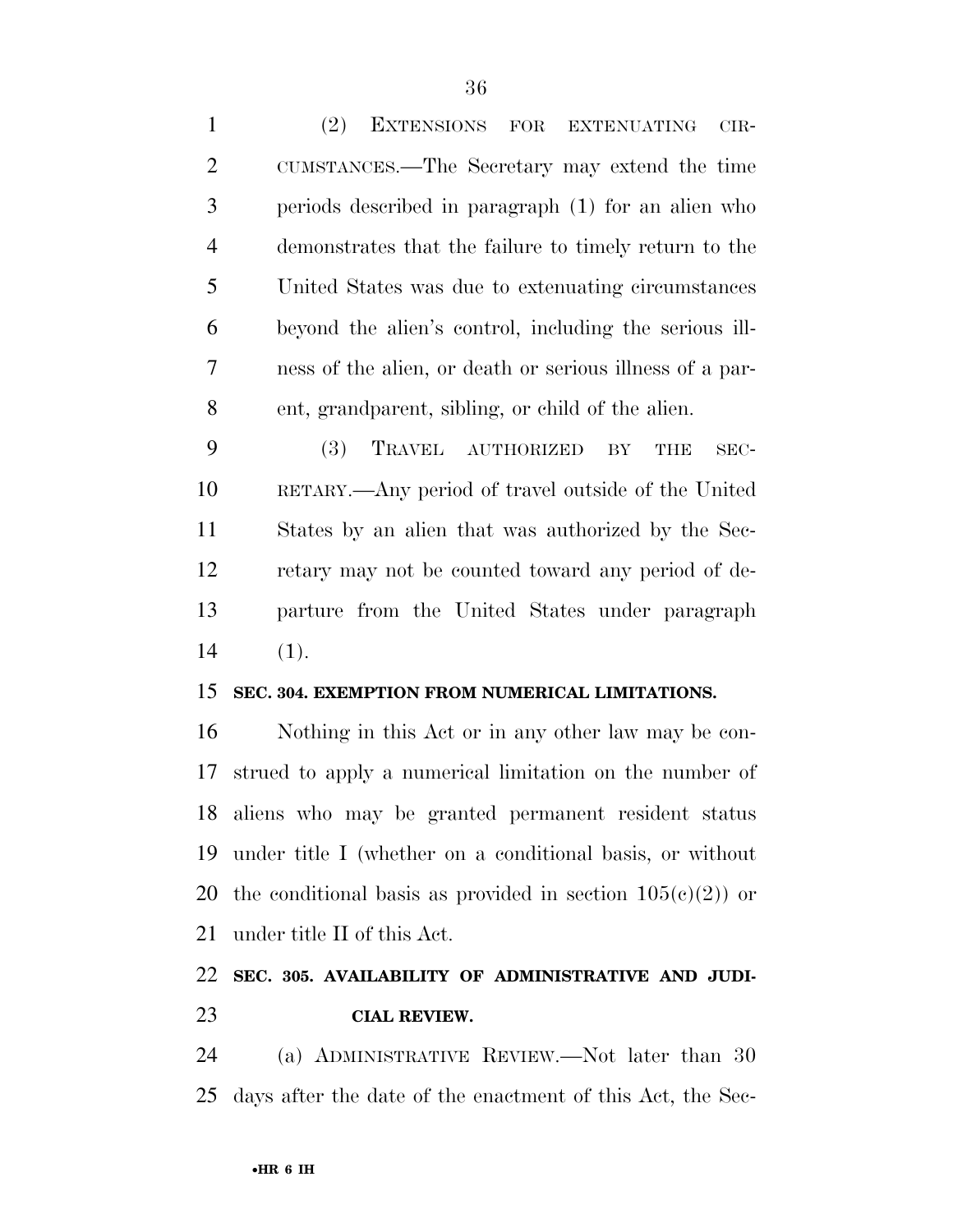(2) EXTENSIONS FOR EXTENUATING CIRCUMSTANCES.—The Secretary may extend the time periods described in paragraph (1) for an alien who demonstrates that the failure to timely return to the United States was due to extenuating circumstances beyond the alien's control, including the serious illness of the alien, or death or serious illness of a parent, grandparent, sibling, or child of the alien.

(3) TRAVEL AUTHORIZED BY THE SECRETARY.—Any period of travel outside of the United States by an alien that was authorized by the Secretary may not be counted toward any period of departure from the United States under paragraph (1).

**SEC. 304. EXEMPTION FROM NUMERICAL LIMITATIONS.**

Nothing in this Act or in any other law may be construed to apply a numerical limitation on the number of aliens who may be granted permanent resident status under title I (whether on a conditional basis, or without the conditional basis as provided in section 105(c)(2)) or under title II of this Act.

**SEC. 305. AVAILABILITY OF ADMINISTRATIVE AND JUDICIAL REVIEW.**

(a) ADMINISTRATIVE REVIEW.—Not later than 30 days after the date of the enactment of this Act, the Sec-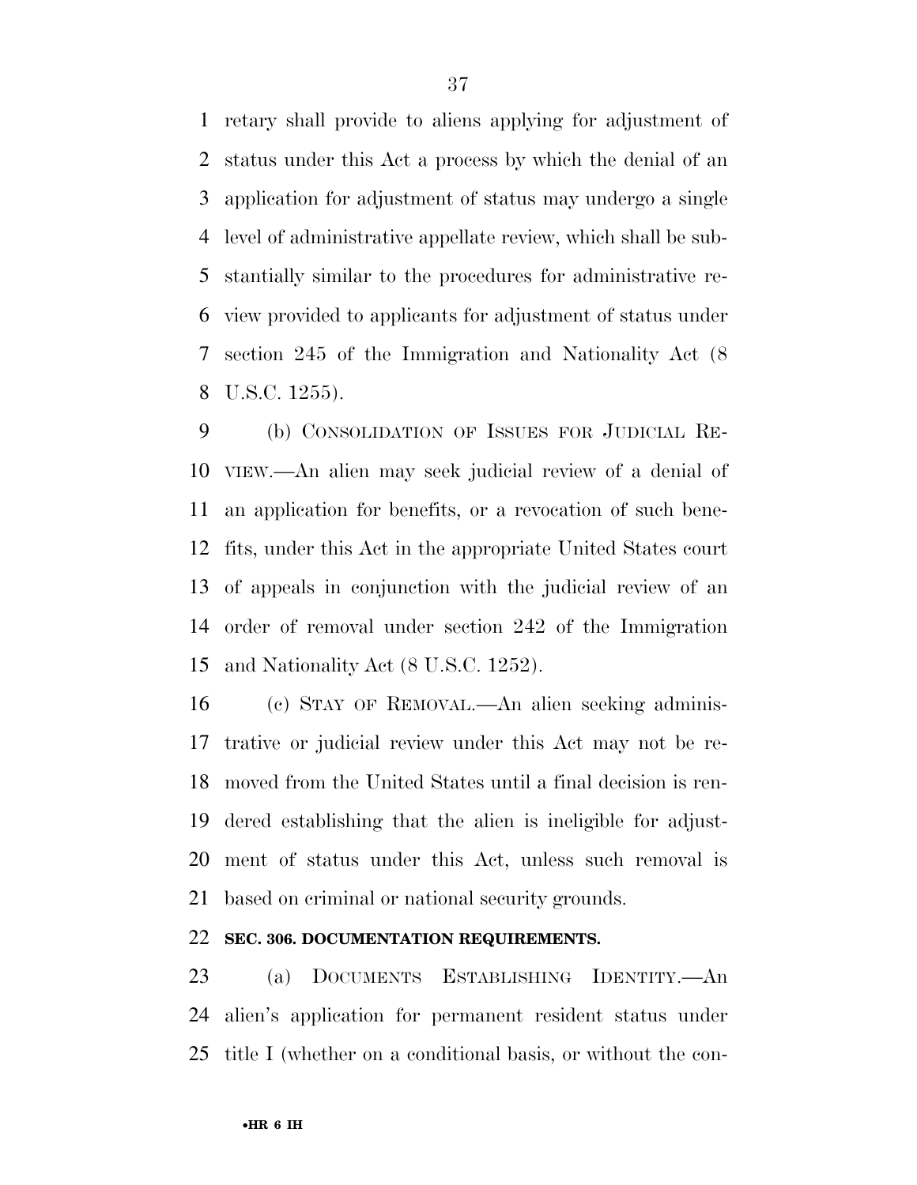retary shall provide to aliens applying for adjustment of status under this Act a process by which the denial of an application for adjustment of status may undergo a single level of administrative appellate review, which shall be substantially similar to the procedures for administrative review provided to applicants for adjustment of status under section 245 of the Immigration and Nationality Act (8 U.S.C. 1255).

(b) CONSOLIDATION OF ISSUES FOR JUDICIAL REVIEW.—An alien may seek judicial review of a denial of an application for benefits, or a revocation of such benefits, under this Act in the appropriate United States court of appeals in conjunction with the judicial review of an order of removal under section 242 of the Immigration and Nationality Act (8 U.S.C. 1252).

(c) STAY OF REMOVAL.—An alien seeking administrative or judicial review under this Act may not be removed from the United States until a final decision is rendered establishing that the alien is ineligible for adjustment of status under this Act, unless such removal is based on criminal or national security grounds.

**SEC. 306. DOCUMENTATION REQUIREMENTS.**

(a) DOCUMENTS ESTABLISHING IDENTITY.—An alien's application for permanent resident status under title I (whether on a conditional basis, or without the con-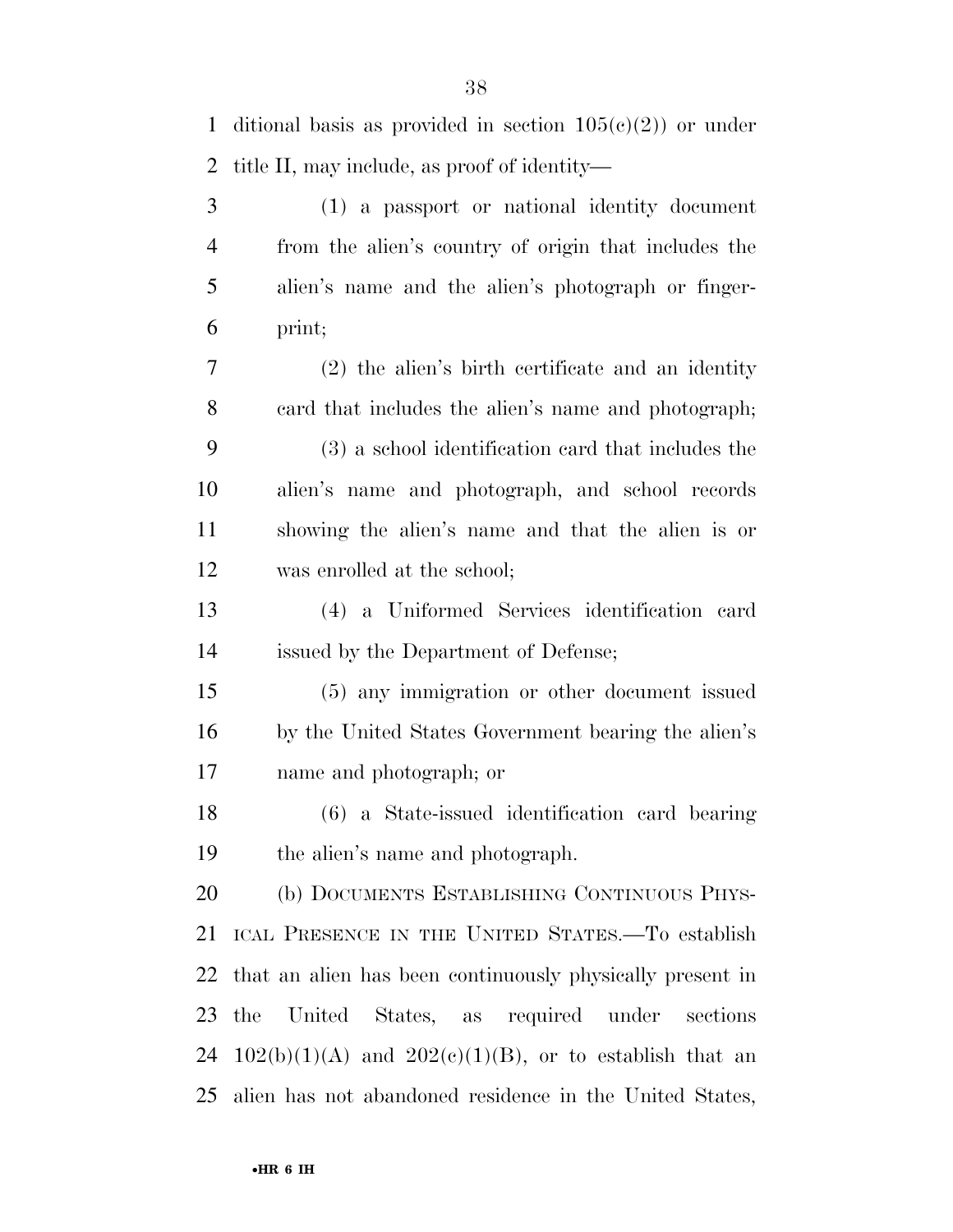ditional basis as provided in section 105(c)(2)) or under title II, may include, as proof of identity—

(1) a passport or national identity document from the alien's country of origin that includes the alien's name and the alien's photograph or fingerprint;

(2) the alien's birth certificate and an identity card that includes the alien's name and photograph;

(3) a school identification card that includes the alien's name and photograph, and school records showing the alien's name and that the alien is or was enrolled at the school;

(4) a Uniformed Services identification card issued by the Department of Defense;

(5) any immigration or other document issued by the United States Government bearing the alien's name and photograph; or

(6) a State-issued identification card bearing the alien's name and photograph.

(b) DOCUMENTS ESTABLISHING CONTINUOUS PHYSICAL PRESENCE IN THE UNITED STATES.—To establish that an alien has been continuously physically present in the United States, as required under sections 102(b)(1)(A) and 202(c)(1)(B), or to establish that an alien has not abandoned residence in the United States,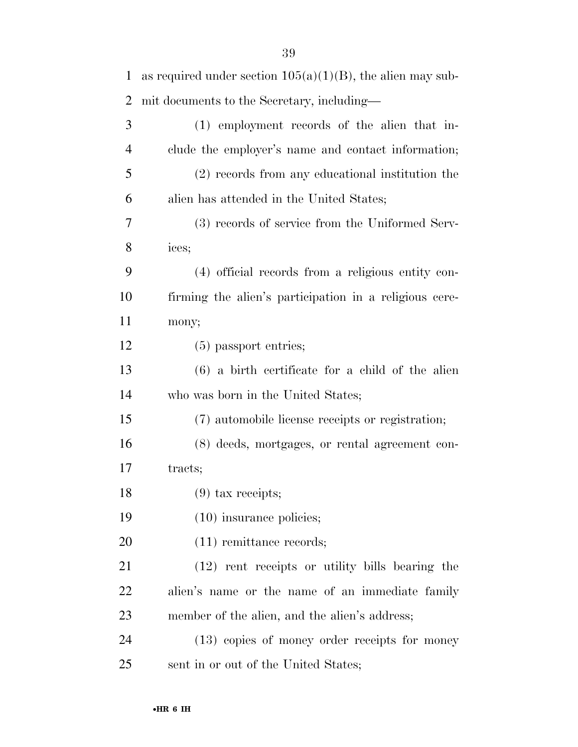as required under section 105(a)(1)(B), the alien may submit documents to the Secretary, including—

(1) employment records of the alien that include the employer's name and contact information;

(2) records from any educational institution the alien has attended in the United States;

(3) records of service from the Uniformed Services;

(4) official records from a religious entity confirming the alien's participation in a religious ceremony;

(5) passport entries;

(6) a birth certificate for a child of the alien who was born in the United States;

(7) automobile license receipts or registration;

(8) deeds, mortgages, or rental agreement contracts;

(9) tax receipts;

(10) insurance policies;

(11) remittance records;

(12) rent receipts or utility bills bearing the alien's name or the name of an immediate family member of the alien, and the alien's address;

(13) copies of money order receipts for money sent in or out of the United States;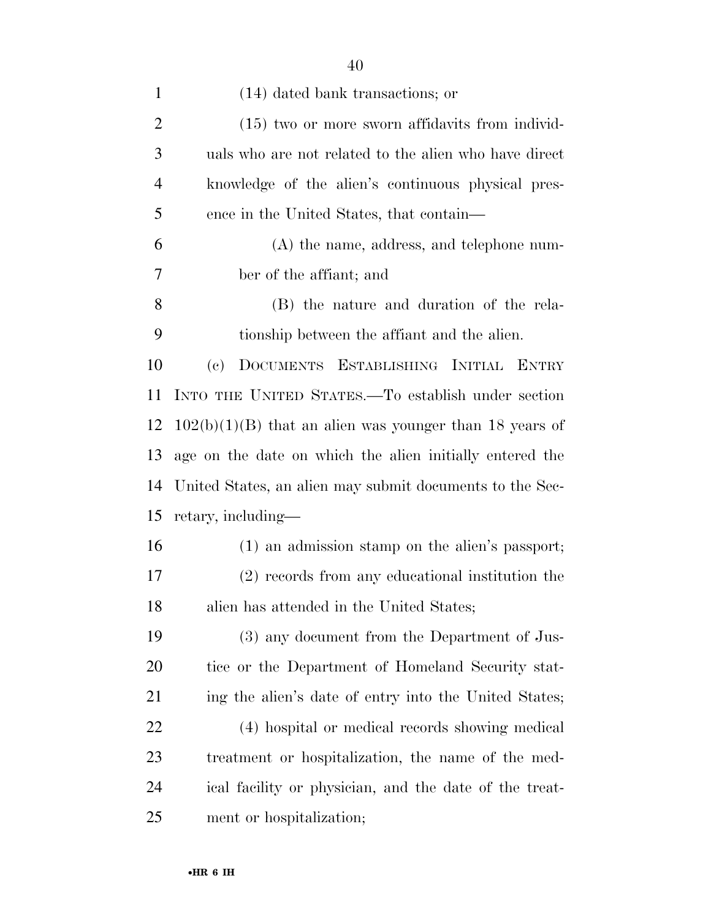(14) dated bank transactions; or

(15) two or more sworn affidavits from individuals who are not related to the alien who have direct knowledge of the alien's continuous physical presence in the United States, that contain—

(A) the name, address, and telephone number of the affiant; and

(B) the nature and duration of the relationship between the affiant and the alien.

(c) DOCUMENTS ESTABLISHING INITIAL ENTRY INTO THE UNITED STATES.—To establish under section 102(b)(1)(B) that an alien was younger than 18 years of age on the date on which the alien initially entered the United States, an alien may submit documents to the Secretary, including—

(1) an admission stamp on the alien's passport;

(2) records from any educational institution the alien has attended in the United States;

(3) any document from the Department of Justice or the Department of Homeland Security stating the alien's date of entry into the United States;

(4) hospital or medical records showing medical treatment or hospitalization, the name of the medical facility or physician, and the date of the treatment or hospitalization;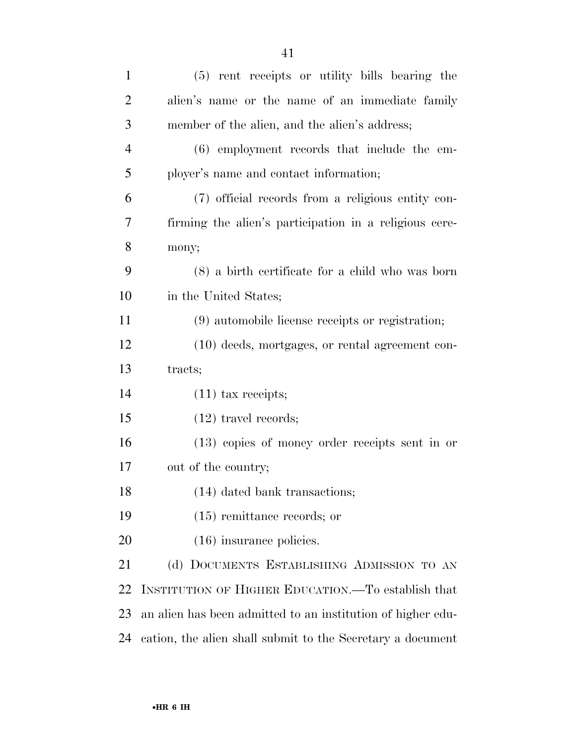(5) rent receipts or utility bills bearing the alien's name or the name of an immediate family member of the alien, and the alien's address;

(6) employment records that include the employer's name and contact information;

(7) official records from a religious entity confirming the alien's participation in a religious ceremony;

(8) a birth certificate for a child who was born in the United States;

(9) automobile license receipts or registration;

(10) deeds, mortgages, or rental agreement contracts;

(11) tax receipts;

(12) travel records;

(13) copies of money order receipts sent in or out of the country;

(14) dated bank transactions;

(15) remittance records; or

(16) insurance policies.

(d) DOCUMENTS ESTABLISHING ADMISSION TO AN INSTITUTION OF HIGHER EDUCATION.—To establish that an alien has been admitted to an institution of higher education, the alien shall submit to the Secretary a document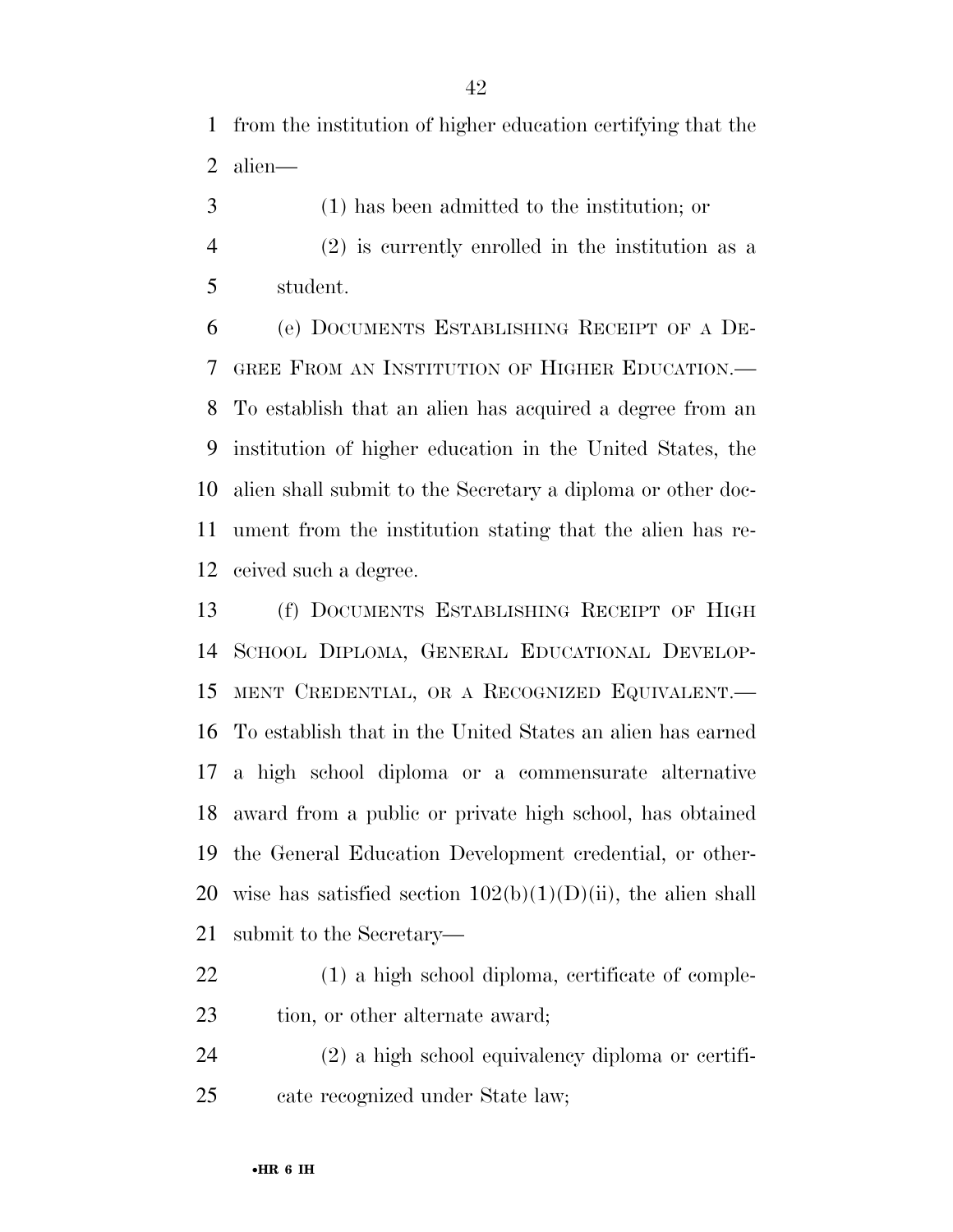from the institution of higher education certifying that the alien—

(1) has been admitted to the institution; or

(2) is currently enrolled in the institution as a student.

(e) DOCUMENTS ESTABLISHING RECEIPT OF A DEGREE FROM AN INSTITUTION OF HIGHER EDUCATION.—To establish that an alien has acquired a degree from an institution of higher education in the United States, the alien shall submit to the Secretary a diploma or other document from the institution stating that the alien has received such a degree.

(f) DOCUMENTS ESTABLISHING RECEIPT OF HIGH SCHOOL DIPLOMA, GENERAL EDUCATIONAL DEVELOPMENT CREDENTIAL, OR A RECOGNIZED EQUIVALENT.—To establish that in the United States an alien has earned a high school diploma or a commensurate alternative award from a public or private high school, has obtained the General Education Development credential, or otherwise has satisfied section 102(b)(1)(D)(ii), the alien shall submit to the Secretary—

(1) a high school diploma, certificate of completion, or other alternate award;

(2) a high school equivalency diploma or certificate recognized under State law;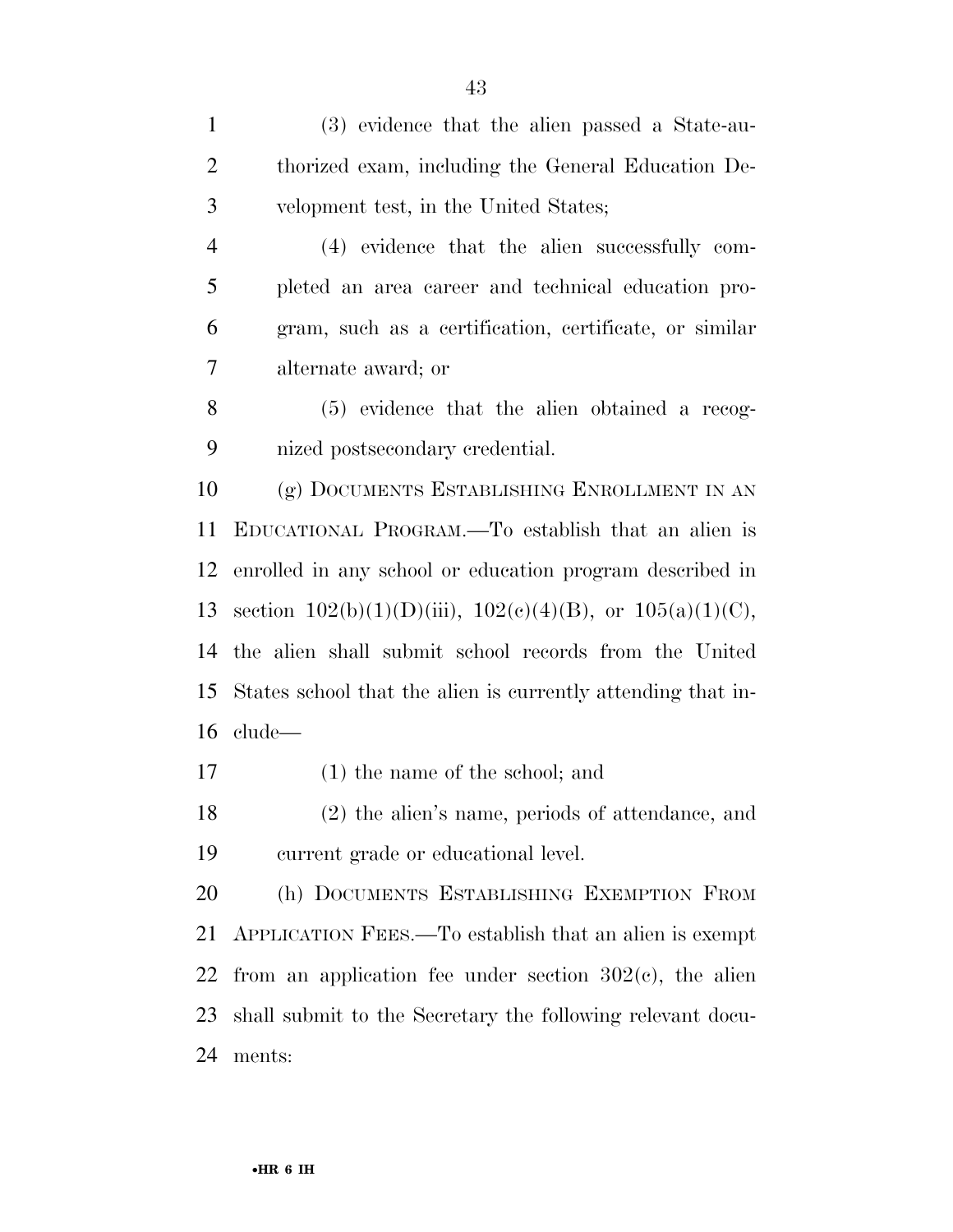(3) evidence that the alien passed a State-authorized exam, including the General Education Development test, in the United States;

(4) evidence that the alien successfully completed an area career and technical education program, such as a certification, certificate, or similar alternate award; or

(5) evidence that the alien obtained a recognized postsecondary credential.

(g) DOCUMENTS ESTABLISHING ENROLLMENT IN AN EDUCATIONAL PROGRAM.—To establish that an alien is enrolled in any school or education program described in section 102(b)(1)(D)(iii), 102(c)(4)(B), or 105(a)(1)(C), the alien shall submit school records from the United States school that the alien is currently attending that include—

(1) the name of the school; and

(2) the alien's name, periods of attendance, and current grade or educational level.

(h) DOCUMENTS ESTABLISHING EXEMPTION FROM APPLICATION FEES.—To establish that an alien is exempt from an application fee under section 302(c), the alien shall submit to the Secretary the following relevant documents: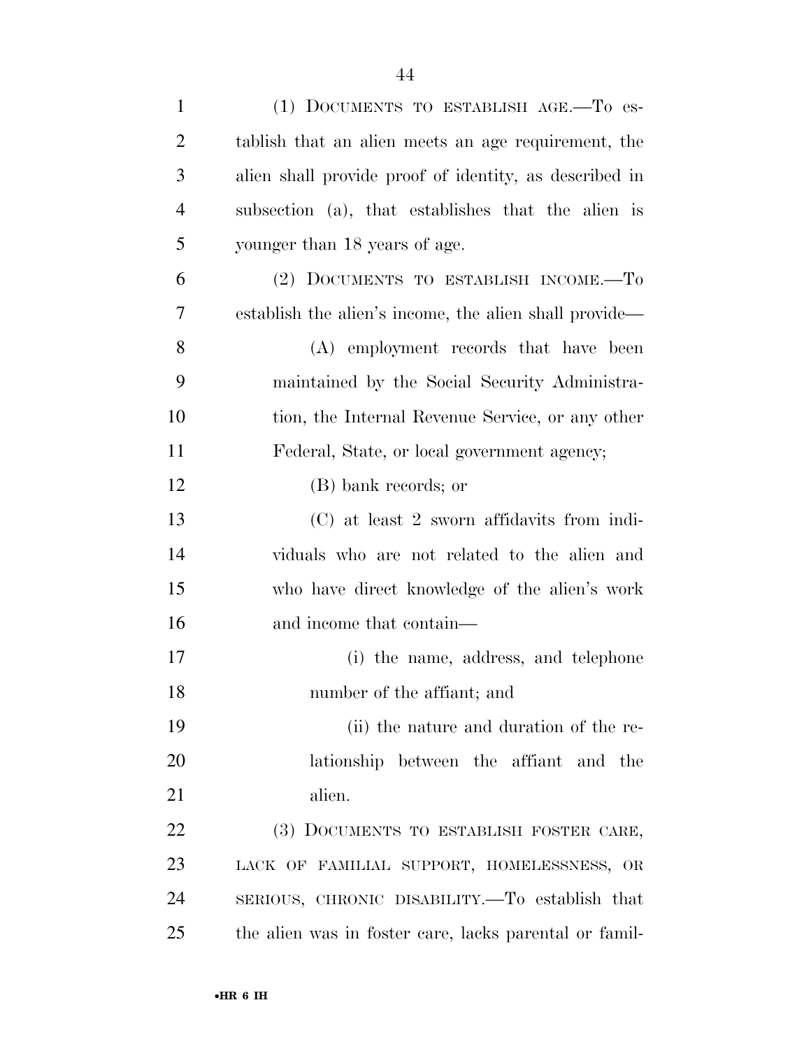(1) DOCUMENTS TO ESTABLISH AGE.—To establish that an alien meets an age requirement, the alien shall provide proof of identity, as described in subsection (a), that establishes that the alien is younger than 18 years of age.

(2) DOCUMENTS TO ESTABLISH INCOME.—To establish the alien's income, the alien shall provide—

(A) employment records that have been maintained by the Social Security Administration, the Internal Revenue Service, or any other Federal, State, or local government agency;

(B) bank records; or

(C) at least 2 sworn affidavits from individuals who are not related to the alien and who have direct knowledge of the alien's work and income that contain—

(i) the name, address, and telephone number of the affiant; and

(ii) the nature and duration of the relationship between the affiant and the alien.

(3) DOCUMENTS TO ESTABLISH FOSTER CARE, LACK OF FAMILIAL SUPPORT, HOMELESSNESS, OR SERIOUS, CHRONIC DISABILITY.—To establish that the alien was in foster care, lacks parental or famil-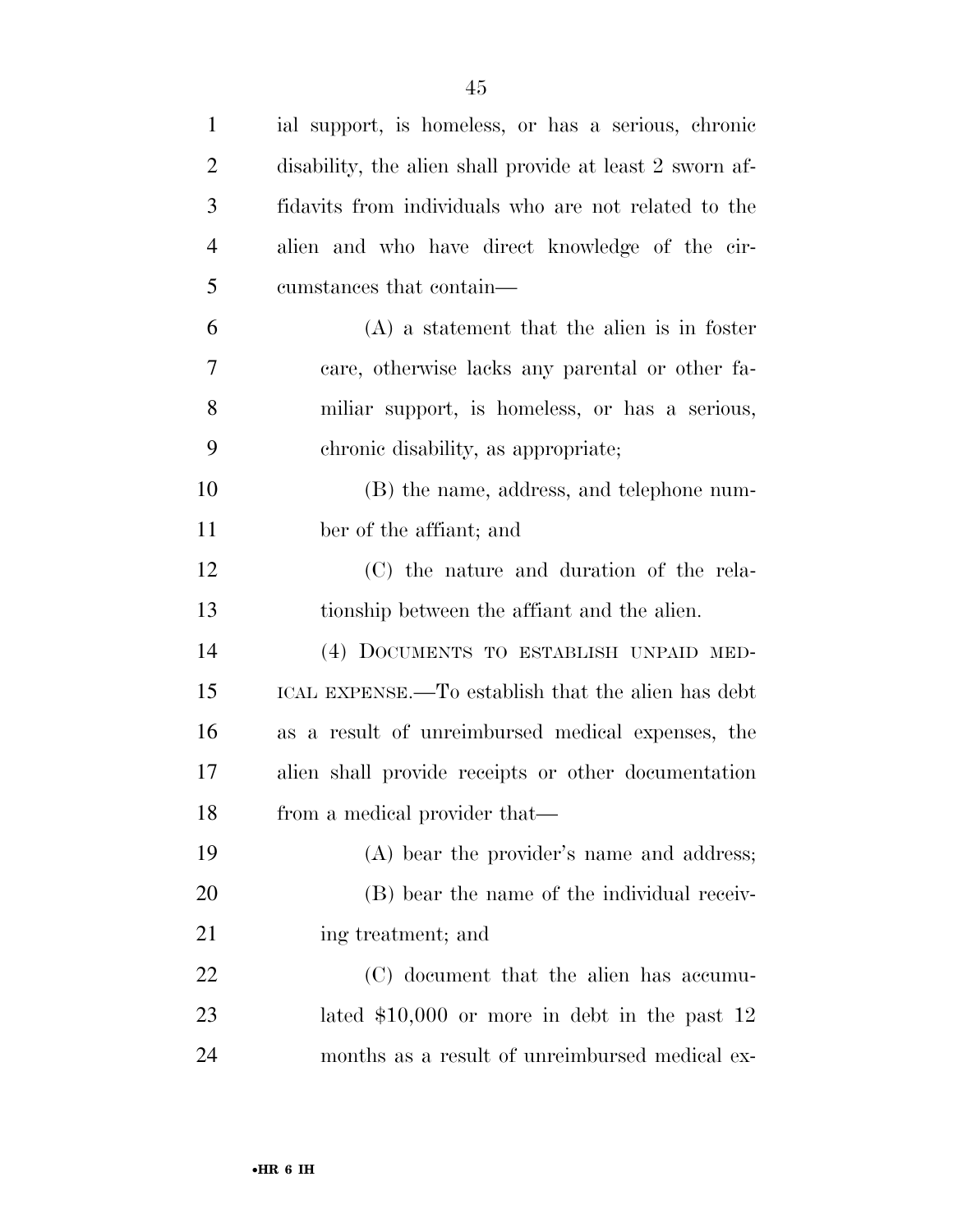ial support, is homeless, or has a serious, chronic disability, the alien shall provide at least 2 sworn affidavits from individuals who are not related to the alien and who have direct knowledge of the circumstances that contain—

(A) a statement that the alien is in foster care, otherwise lacks any parental or other familiar support, is homeless, or has a serious, chronic disability, as appropriate;

(B) the name, address, and telephone number of the affiant; and

(C) the nature and duration of the relationship between the affiant and the alien.

(4) DOCUMENTS TO ESTABLISH UNPAID MEDICAL EXPENSE.—To establish that the alien has debt as a result of unreimbursed medical expenses, the alien shall provide receipts or other documentation from a medical provider that—

(A) bear the provider's name and address;

(B) bear the name of the individual receiving treatment; and

(C) document that the alien has accumulated $10,000 or more in debt in the past 12 months as a result of unreimbursed medical ex-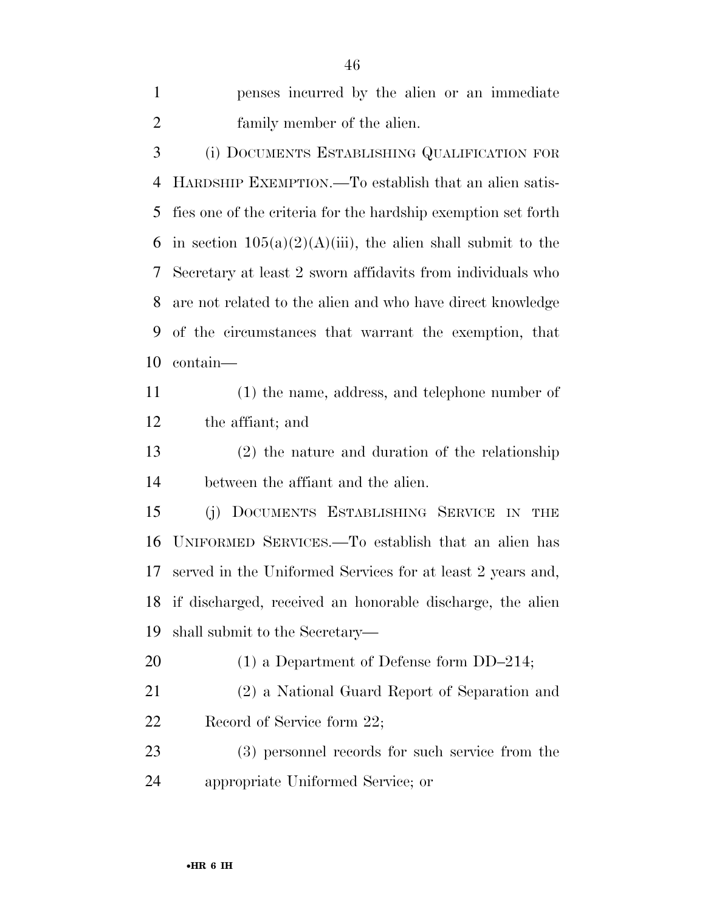penses incurred by the alien or an immediate family member of the alien.

(i) DOCUMENTS ESTABLISHING QUALIFICATION FOR HARDSHIP EXEMPTION.—To establish that an alien satisfies one of the criteria for the hardship exemption set forth in section 105(a)(2)(A)(iii), the alien shall submit to the Secretary at least 2 sworn affidavits from individuals who are not related to the alien and who have direct knowledge of the circumstances that warrant the exemption, that contain—

(1) the name, address, and telephone number of the affiant; and

(2) the nature and duration of the relationship between the affiant and the alien.

(j) DOCUMENTS ESTABLISHING SERVICE IN THE UNIFORMED SERVICES.—To establish that an alien has served in the Uniformed Services for at least 2 years and, if discharged, received an honorable discharge, the alien shall submit to the Secretary—

(1) a Department of Defense form DD–214;

(2) a National Guard Report of Separation and Record of Service form 22;

(3) personnel records for such service from the appropriate Uniformed Service; or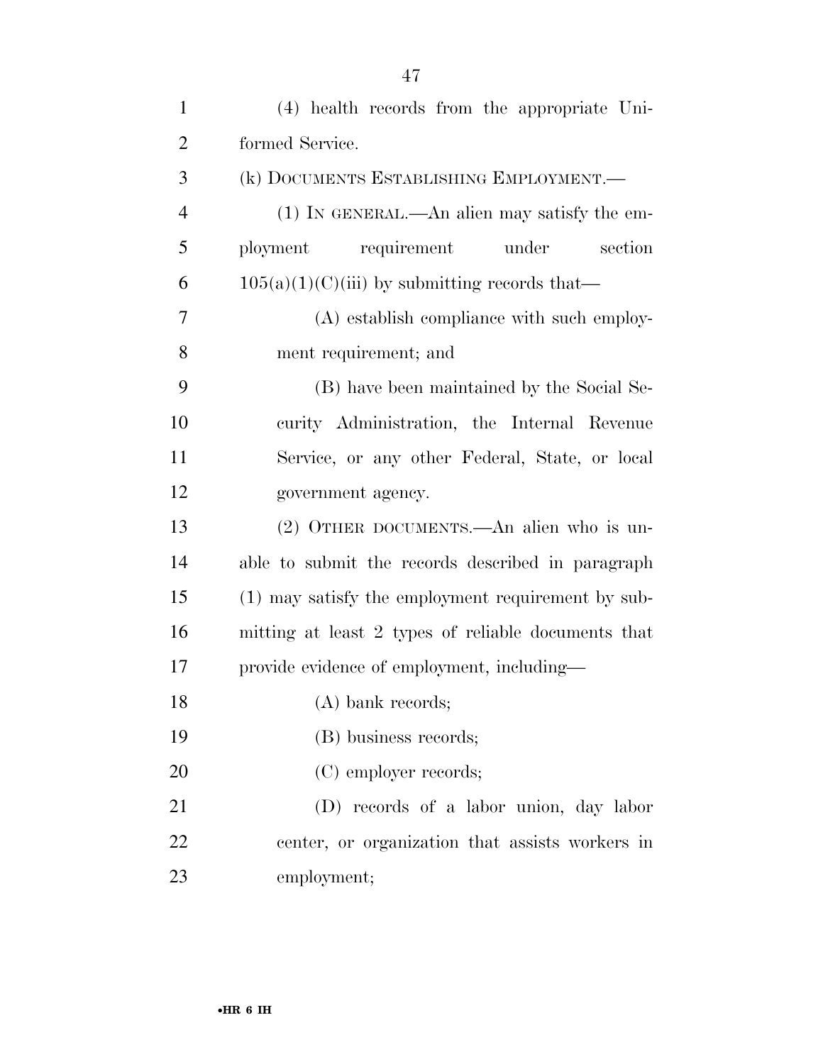(4) health records from the appropriate Uniformed Service.

(k) DOCUMENTS ESTABLISHING EMPLOYMENT.—

(1) IN GENERAL.—An alien may satisfy the employment requirement under section 105(a)(1)(C)(iii) by submitting records that—

(A) establish compliance with such employment requirement; and

(B) have been maintained by the Social Security Administration, the Internal Revenue Service, or any other Federal, State, or local government agency.

(2) OTHER DOCUMENTS.—An alien who is unable to submit the records described in paragraph (1) may satisfy the employment requirement by submitting at least 2 types of reliable documents that provide evidence of employment, including—

(A) bank records;

(B) business records;

(C) employer records;

(D) records of a labor union, day labor center, or organization that assists workers in employment;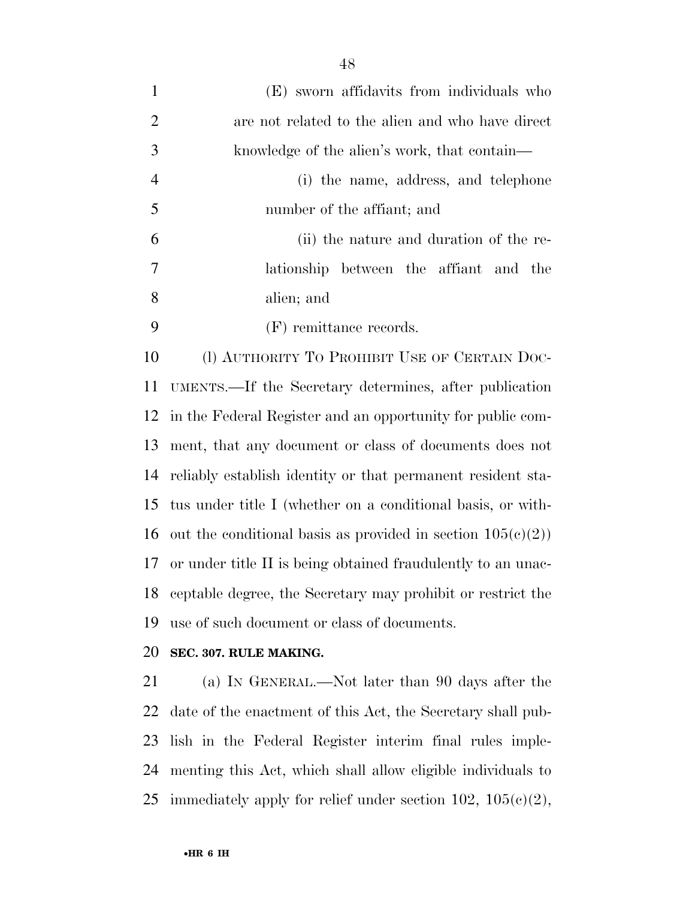(E) sworn affidavits from individuals who are not related to the alien and who have direct knowledge of the alien's work, that contain—

(i) the name, address, and telephone number of the affiant; and

(ii) the nature and duration of the relationship between the affiant and the alien; and

(F) remittance records.

(l) AUTHORITY TO PROHIBIT USE OF CERTAIN DOCUMENTS.—If the Secretary determines, after publication in the Federal Register and an opportunity for public comment, that any document or class of documents does not reliably establish identity or that permanent resident status under title I (whether on a conditional basis, or without the conditional basis as provided in section 105(c)(2)) or under title II is being obtained fraudulently to an unacceptable degree, the Secretary may prohibit or restrict the use of such document or class of documents.

**SEC. 307. RULE MAKING.**

(a) IN GENERAL.—Not later than 90 days after the date of the enactment of this Act, the Secretary shall publish in the Federal Register interim final rules implementing this Act, which shall allow eligible individuals to immediately apply for relief under section 102, 105(c)(2),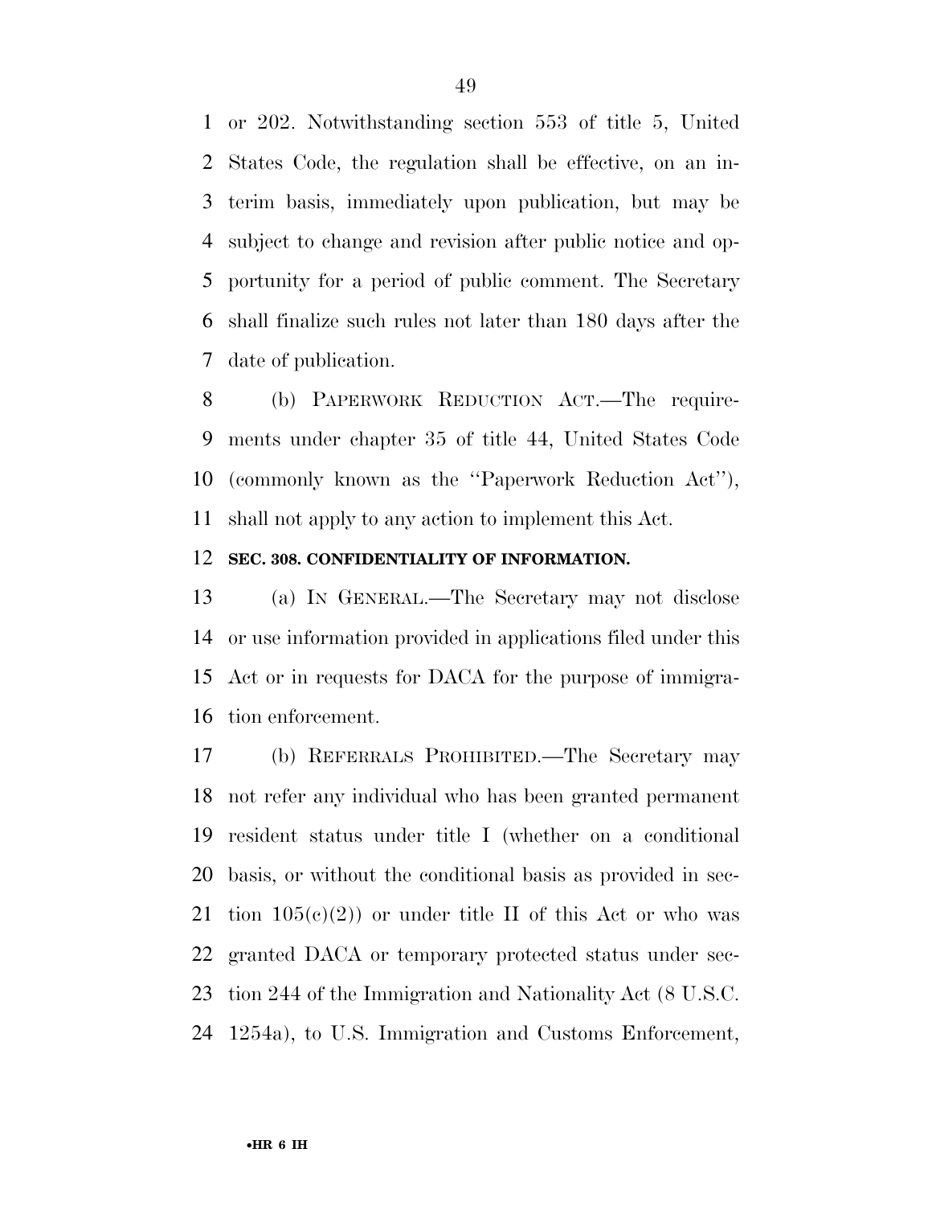or 202. Notwithstanding section 553 of title 5, United States Code, the regulation shall be effective, on an interim basis, immediately upon publication, but may be subject to change and revision after public notice and opportunity for a period of public comment. The Secretary shall finalize such rules not later than 180 days after the date of publication.

(b) PAPERWORK REDUCTION ACT.—The requirements under chapter 35 of title 44, United States Code (commonly known as the ''Paperwork Reduction Act''), shall not apply to any action to implement this Act.

**SEC. 308. CONFIDENTIALITY OF INFORMATION.**

(a) IN GENERAL.—The Secretary may not disclose or use information provided in applications filed under this Act or in requests for DACA for the purpose of immigration enforcement.

(b) REFERRALS PROHIBITED.—The Secretary may not refer any individual who has been granted permanent resident status under title I (whether on a conditional basis, or without the conditional basis as provided in section 105(c)(2)) or under title II of this Act or who was granted DACA or temporary protected status under section 244 of the Immigration and Nationality Act (8 U.S.C. 1254a), to U.S. Immigration and Customs Enforcement,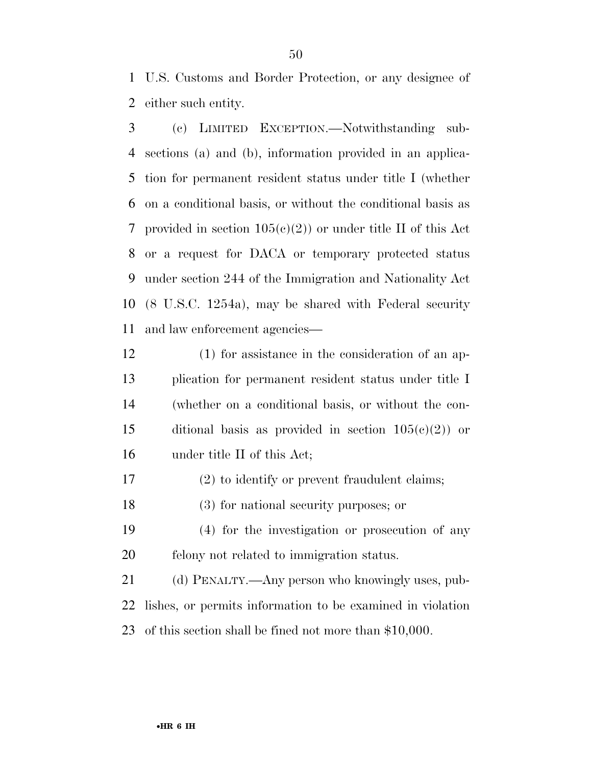U.S. Customs and Border Protection, or any designee of either such entity.

(c) LIMITED EXCEPTION.—Notwithstanding subsections (a) and (b), information provided in an application for permanent resident status under title I (whether on a conditional basis, or without the conditional basis as provided in section 105(c)(2)) or under title II of this Act or a request for DACA or temporary protected status under section 244 of the Immigration and Nationality Act (8 U.S.C. 1254a), may be shared with Federal security and law enforcement agencies—

(1) for assistance in the consideration of an application for permanent resident status under title I (whether on a conditional basis, or without the conditional basis as provided in section 105(c)(2)) or under title II of this Act;

(2) to identify or prevent fraudulent claims;

(3) for national security purposes; or

(4) for the investigation or prosecution of any felony not related to immigration status.

(d) PENALTY.—Any person who knowingly uses, publishes, or permits information to be examined in violation of this section shall be fined not more than $10,000.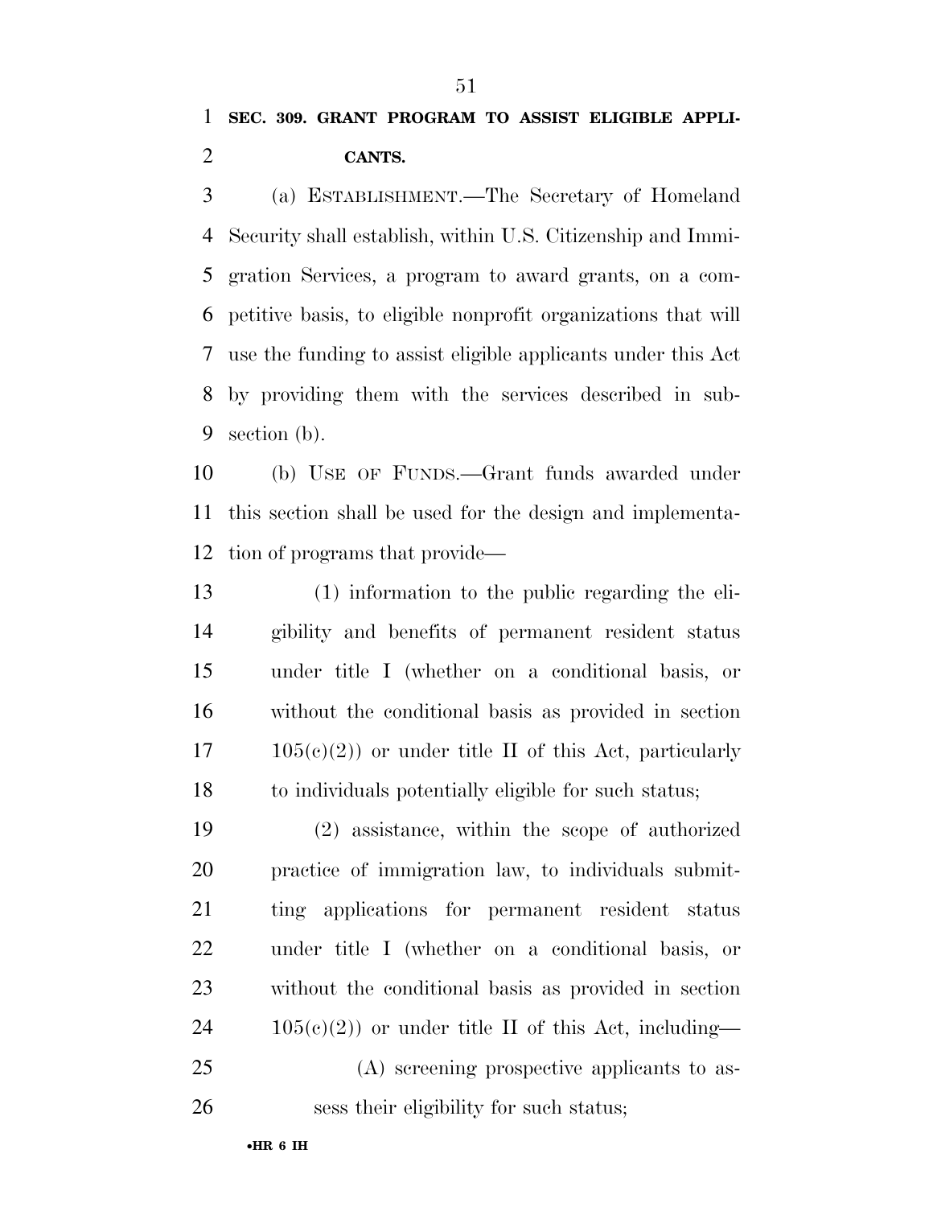**SEC. 309. GRANT PROGRAM TO ASSIST ELIGIBLE APPLICANTS.**

(a) ESTABLISHMENT.—The Secretary of Homeland Security shall establish, within U.S. Citizenship and Immigration Services, a program to award grants, on a competitive basis, to eligible nonprofit organizations that will use the funding to assist eligible applicants under this Act by providing them with the services described in subsection (b).

(b) USE OF FUNDS.—Grant funds awarded under this section shall be used for the design and implementation of programs that provide—

(1) information to the public regarding the eligibility and benefits of permanent resident status under title I (whether on a conditional basis, or without the conditional basis as provided in section 105(c)(2)) or under title II of this Act, particularly to individuals potentially eligible for such status;

(2) assistance, within the scope of authorized practice of immigration law, to individuals submitting applications for permanent resident status under title I (whether on a conditional basis, or without the conditional basis as provided in section 105(c)(2)) or under title II of this Act, including—

(A) screening prospective applicants to assess their eligibility for such status;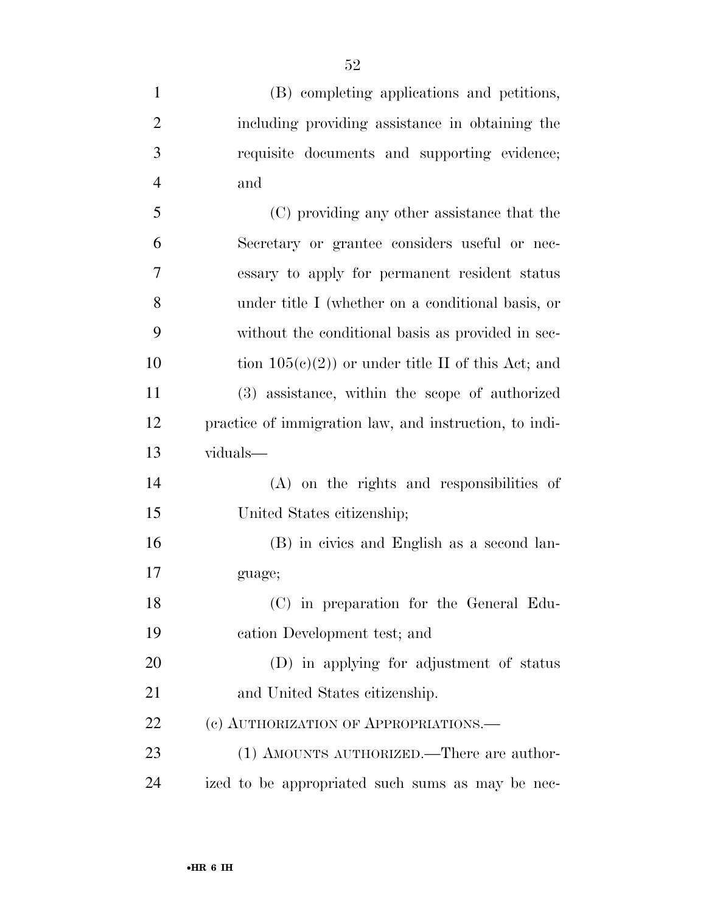(B) completing applications and petitions, including providing assistance in obtaining the requisite documents and supporting evidence; and

(C) providing any other assistance that the Secretary or grantee considers useful or necessary to apply for permanent resident status under title I (whether on a conditional basis, or without the conditional basis as provided in section 105(c)(2)) or under title II of this Act; and

(3) assistance, within the scope of authorized practice of immigration law, and instruction, to individuals—

(A) on the rights and responsibilities of United States citizenship;

(B) in civics and English as a second language;

(C) in preparation for the General Education Development test; and

(D) in applying for adjustment of status and United States citizenship.

(c) AUTHORIZATION OF APPROPRIATIONS.—

(1) AMOUNTS AUTHORIZED.—There are authorized to be appropriated such sums as may be nec-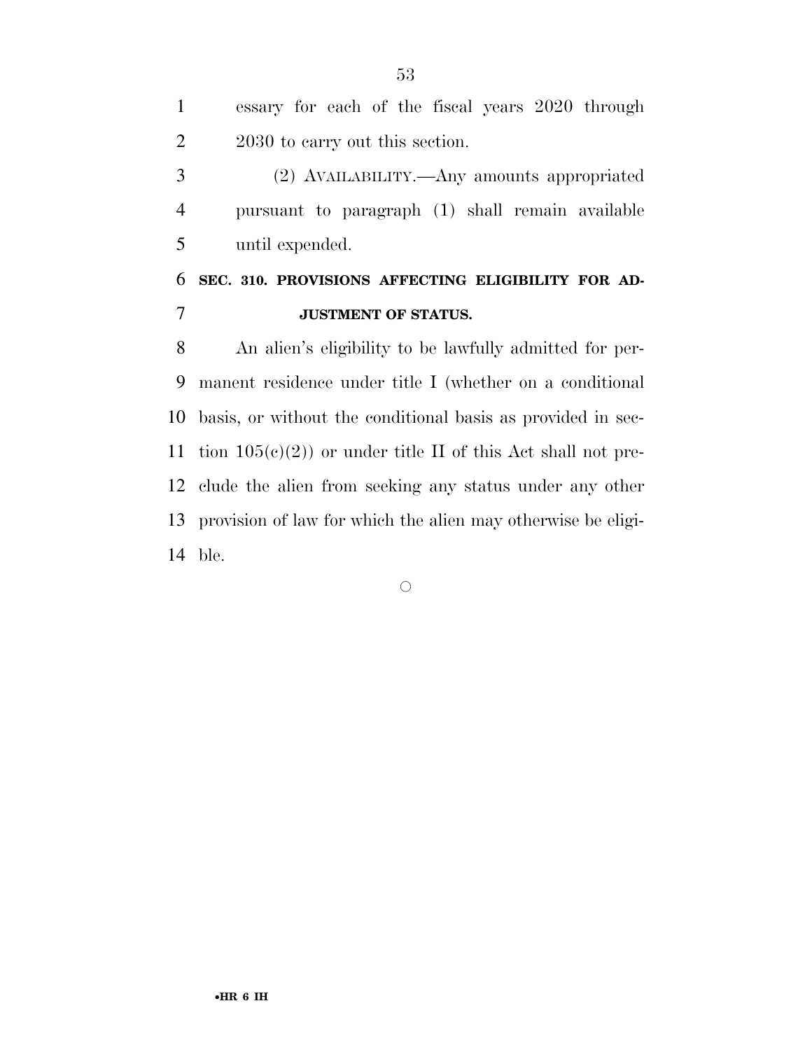essary for each of the fiscal years 2020 through 2030 to carry out this section.

(2) AVAILABILITY.—Any amounts appropriated pursuant to paragraph (1) shall remain available until expended.

**SEC. 310. PROVISIONS AFFECTING ELIGIBILITY FOR ADJUSTMENT OF STATUS.**

An alien's eligibility to be lawfully admitted for permanent residence under title I (whether on a conditional basis, or without the conditional basis as provided in section 105(c)(2)) or under title II of this Act shall not preclude the alien from seeking any status under any other provision of law for which the alien may otherwise be eligible.

○